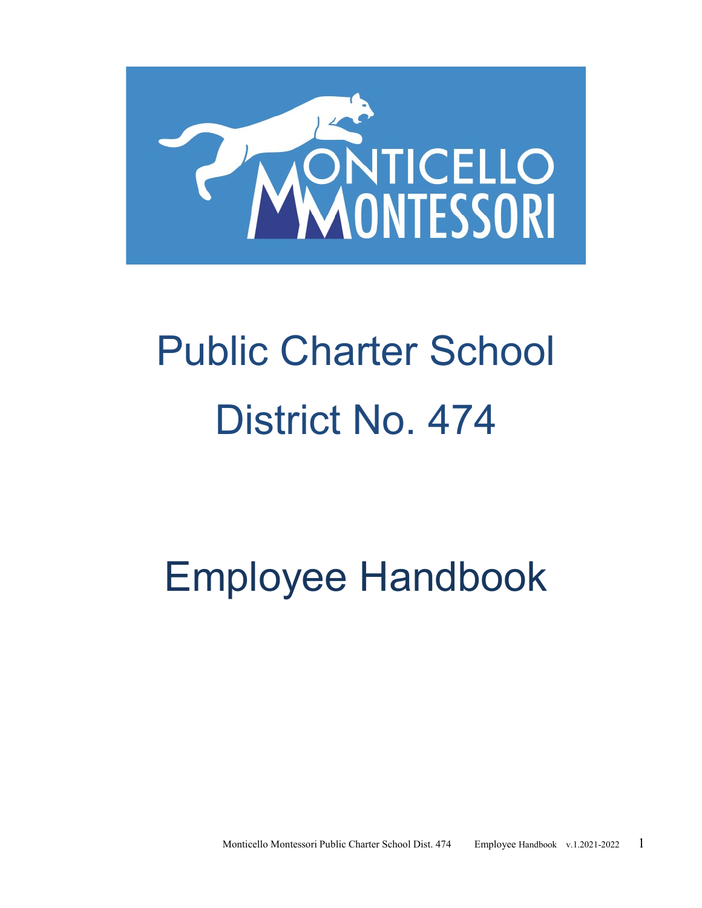# Public Charter School District No. 474

# Employee Handbook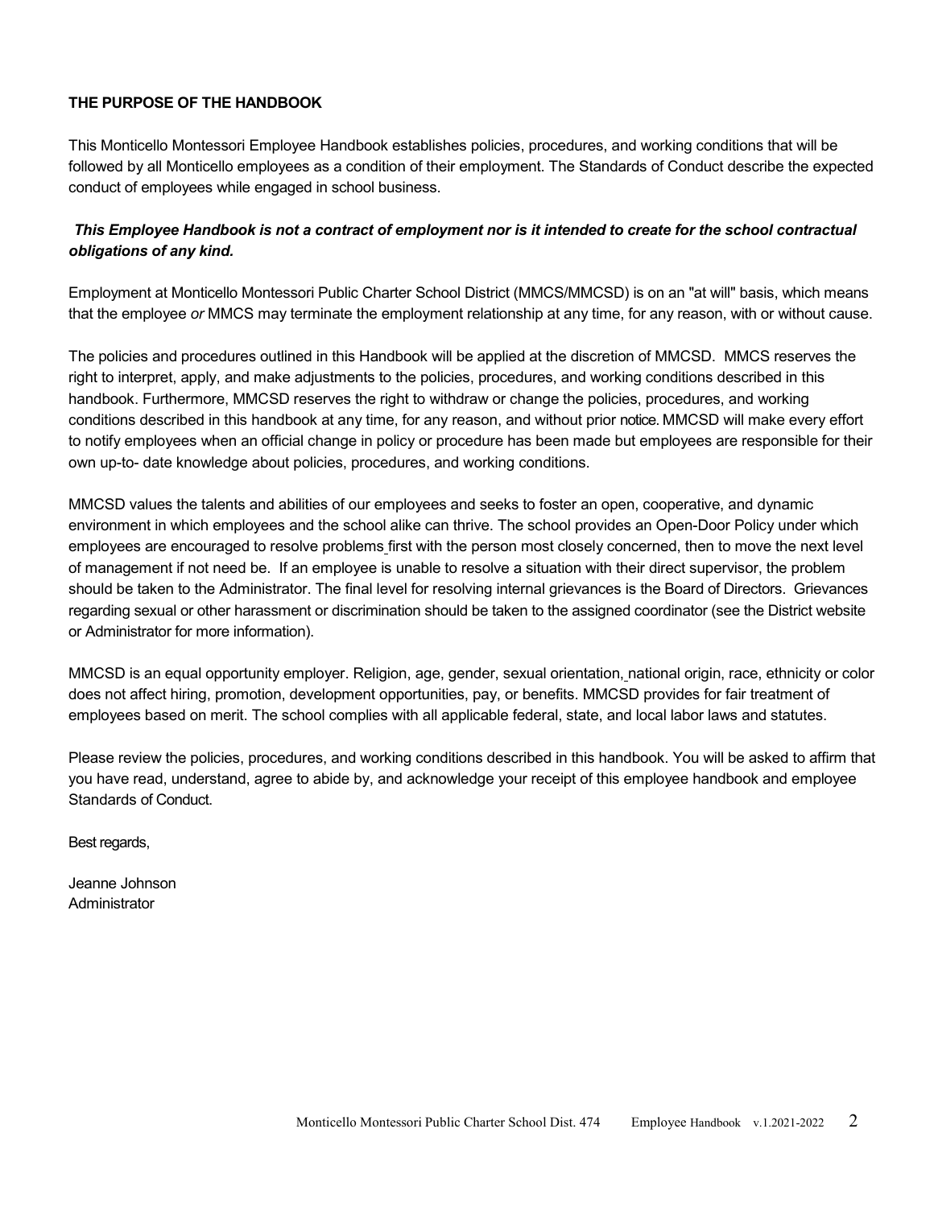## THE PURPOSE OF THE HANDBOOK

This Monticello Montessori Employee Handbook establishes policies, procedures, and working conditions that will be followed by all Monticello employees as a condition of their employment. The Standards of Conduct describe the expected conduct of employees while engaged in school business.

***This Employee Handbook is not a contract of employment nor is it intended to create for the school contractual obligations of any kind.***

Employment at Monticello Montessori Public Charter School District (MMCS/MMCSD) is on an "at will" basis, which means that the employee *or* MMCS may terminate the employment relationship at any time, for any reason, with or without cause.

The policies and procedures outlined in this Handbook will be applied at the discretion of MMCSD. MMCS reserves the right to interpret, apply, and make adjustments to the policies, procedures, and working conditions described in this handbook. Furthermore, MMCSD reserves the right to withdraw or change the policies, procedures, and working conditions described in this handbook at any time, for any reason, and without prior notice. MMCSD will make every effort to notify employees when an official change in policy or procedure has been made but employees are responsible for their own up-to- date knowledge about policies, procedures, and working conditions.

MMCSD values the talents and abilities of our employees and seeks to foster an open, cooperative, and dynamic environment in which employees and the school alike can thrive. The school provides an Open-Door Policy under which employees are encouraged to resolve problems first with the person most closely concerned, then to move the next level of management if not need be. If an employee is unable to resolve a situation with their direct supervisor, the problem should be taken to the Administrator. The final level for resolving internal grievances is the Board of Directors. Grievances regarding sexual or other harassment or discrimination should be taken to the assigned coordinator (see the District website or Administrator for more information).

MMCSD is an equal opportunity employer. Religion, age, gender, sexual orientation, national origin, race, ethnicity or color does not affect hiring, promotion, development opportunities, pay, or benefits. MMCSD provides for fair treatment of employees based on merit. The school complies with all applicable federal, state, and local labor laws and statutes.

Please review the policies, procedures, and working conditions described in this handbook. You will be asked to affirm that you have read, understand, agree to abide by, and acknowledge your receipt of this employee handbook and employee Standards of Conduct.

Best regards,

Jeanne Johnson
Administrator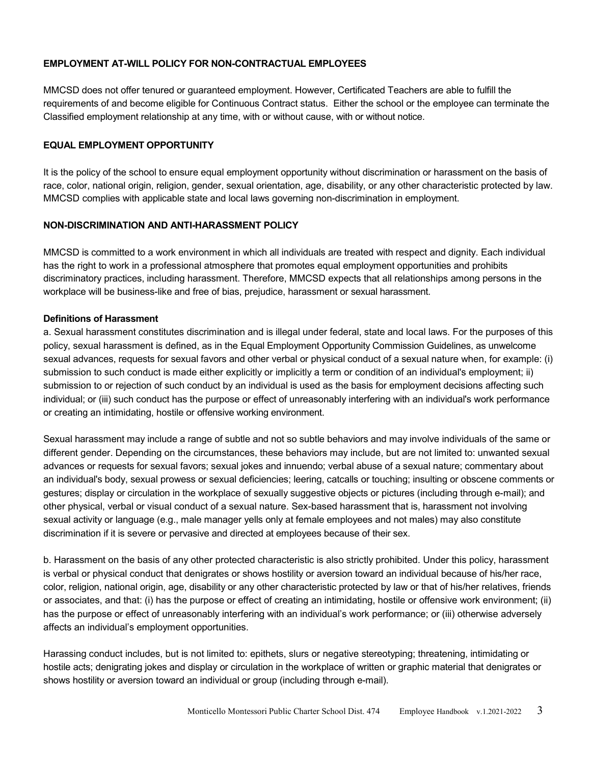## EMPLOYMENT AT-WILL POLICY FOR NON-CONTRACTUAL EMPLOYEES

MMCSD does not offer tenured or guaranteed employment. However, Certificated Teachers are able to fulfill the requirements of and become eligible for Continuous Contract status. Either the school or the employee can terminate the Classified employment relationship at any time, with or without cause, with or without notice.

## EQUAL EMPLOYMENT OPPORTUNITY

It is the policy of the school to ensure equal employment opportunity without discrimination or harassment on the basis of race, color, national origin, religion, gender, sexual orientation, age, disability, or any other characteristic protected by law. MMCSD complies with applicable state and local laws governing non-discrimination in employment.

## NON-DISCRIMINATION AND ANTI-HARASSMENT POLICY

MMCSD is committed to a work environment in which all individuals are treated with respect and dignity. Each individual has the right to work in a professional atmosphere that promotes equal employment opportunities and prohibits discriminatory practices, including harassment. Therefore, MMCSD expects that all relationships among persons in the workplace will be business-like and free of bias, prejudice, harassment or sexual harassment.

### Definitions of Harassment

a. Sexual harassment constitutes discrimination and is illegal under federal, state and local laws. For the purposes of this policy, sexual harassment is defined, as in the Equal Employment Opportunity Commission Guidelines, as unwelcome sexual advances, requests for sexual favors and other verbal or physical conduct of a sexual nature when, for example: (i) submission to such conduct is made either explicitly or implicitly a term or condition of an individual's employment; ii) submission to or rejection of such conduct by an individual is used as the basis for employment decisions affecting such individual; or (iii) such conduct has the purpose or effect of unreasonably interfering with an individual's work performance or creating an intimidating, hostile or offensive working environment.

Sexual harassment may include a range of subtle and not so subtle behaviors and may involve individuals of the same or different gender. Depending on the circumstances, these behaviors may include, but are not limited to: unwanted sexual advances or requests for sexual favors; sexual jokes and innuendo; verbal abuse of a sexual nature; commentary about an individual's body, sexual prowess or sexual deficiencies; leering, catcalls or touching; insulting or obscene comments or gestures; display or circulation in the workplace of sexually suggestive objects or pictures (including through e-mail); and other physical, verbal or visual conduct of a sexual nature. Sex-based harassment that is, harassment not involving sexual activity or language (e.g., male manager yells only at female employees and not males) may also constitute discrimination if it is severe or pervasive and directed at employees because of their sex.

b. Harassment on the basis of any other protected characteristic is also strictly prohibited. Under this policy, harassment is verbal or physical conduct that denigrates or shows hostility or aversion toward an individual because of his/her race, color, religion, national origin, age, disability or any other characteristic protected by law or that of his/her relatives, friends or associates, and that: (i) has the purpose or effect of creating an intimidating, hostile or offensive work environment; (ii) has the purpose or effect of unreasonably interfering with an individual's work performance; or (iii) otherwise adversely affects an individual's employment opportunities.

Harassing conduct includes, but is not limited to: epithets, slurs or negative stereotyping; threatening, intimidating or hostile acts; denigrating jokes and display or circulation in the workplace of written or graphic material that denigrates or shows hostility or aversion toward an individual or group (including through e-mail).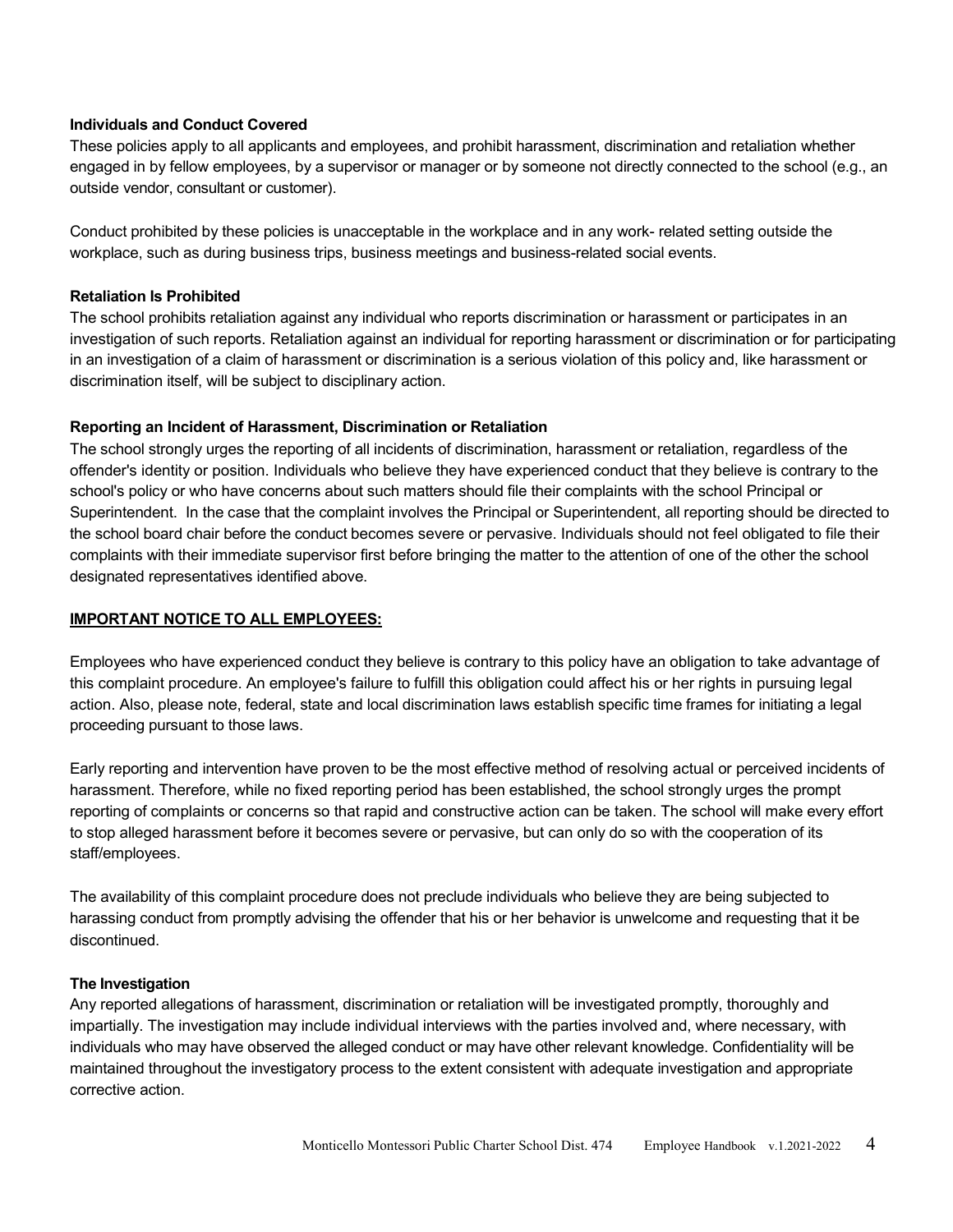**Individuals and Conduct Covered**

These policies apply to all applicants and employees, and prohibit harassment, discrimination and retaliation whether engaged in by fellow employees, by a supervisor or manager or by someone not directly connected to the school (e.g., an outside vendor, consultant or customer).

Conduct prohibited by these policies is unacceptable in the workplace and in any work- related setting outside the workplace, such as during business trips, business meetings and business-related social events.

**Retaliation Is Prohibited**

The school prohibits retaliation against any individual who reports discrimination or harassment or participates in an investigation of such reports. Retaliation against an individual for reporting harassment or discrimination or for participating in an investigation of a claim of harassment or discrimination is a serious violation of this policy and, like harassment or discrimination itself, will be subject to disciplinary action.

**Reporting an Incident of Harassment, Discrimination or Retaliation**

The school strongly urges the reporting of all incidents of discrimination, harassment or retaliation, regardless of the offender's identity or position. Individuals who believe they have experienced conduct that they believe is contrary to the school's policy or who have concerns about such matters should file their complaints with the school Principal or Superintendent. In the case that the complaint involves the Principal or Superintendent, all reporting should be directed to the school board chair before the conduct becomes severe or pervasive. Individuals should not feel obligated to file their complaints with their immediate supervisor first before bringing the matter to the attention of one of the other the school designated representatives identified above.

**IMPORTANT NOTICE TO ALL EMPLOYEES:**

Employees who have experienced conduct they believe is contrary to this policy have an obligation to take advantage of this complaint procedure. An employee's failure to fulfill this obligation could affect his or her rights in pursuing legal action. Also, please note, federal, state and local discrimination laws establish specific time frames for initiating a legal proceeding pursuant to those laws.

Early reporting and intervention have proven to be the most effective method of resolving actual or perceived incidents of harassment. Therefore, while no fixed reporting period has been established, the school strongly urges the prompt reporting of complaints or concerns so that rapid and constructive action can be taken. The school will make every effort to stop alleged harassment before it becomes severe or pervasive, but can only do so with the cooperation of its staff/employees.

The availability of this complaint procedure does not preclude individuals who believe they are being subjected to harassing conduct from promptly advising the offender that his or her behavior is unwelcome and requesting that it be discontinued.

**The Investigation**

Any reported allegations of harassment, discrimination or retaliation will be investigated promptly, thoroughly and impartially. The investigation may include individual interviews with the parties involved and, where necessary, with individuals who may have observed the alleged conduct or may have other relevant knowledge. Confidentiality will be maintained throughout the investigatory process to the extent consistent with adequate investigation and appropriate corrective action.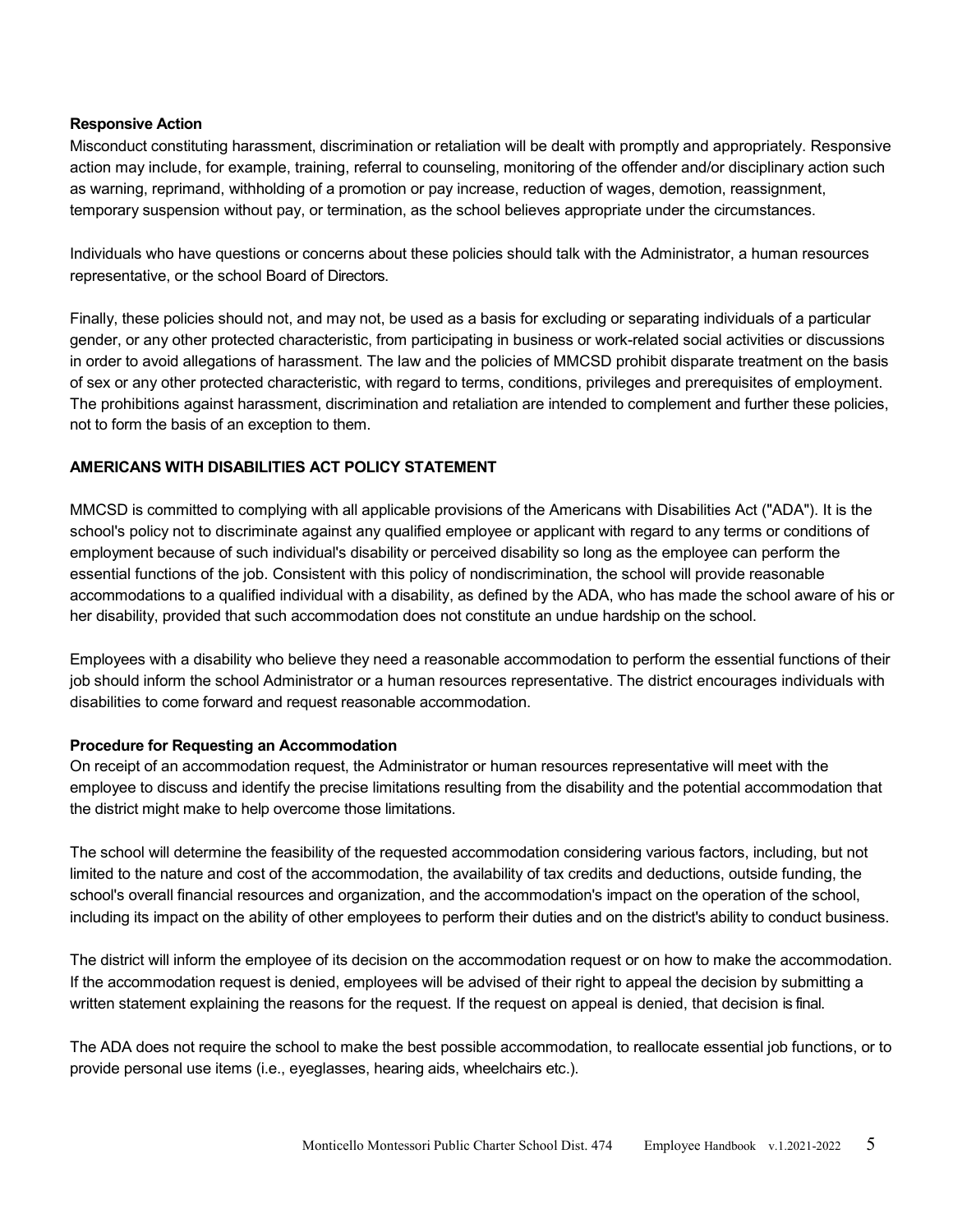**Responsive Action**

Misconduct constituting harassment, discrimination or retaliation will be dealt with promptly and appropriately. Responsive action may include, for example, training, referral to counseling, monitoring of the offender and/or disciplinary action such as warning, reprimand, withholding of a promotion or pay increase, reduction of wages, demotion, reassignment, temporary suspension without pay, or termination, as the school believes appropriate under the circumstances.

Individuals who have questions or concerns about these policies should talk with the Administrator, a human resources representative, or the school Board of Directors.

Finally, these policies should not, and may not, be used as a basis for excluding or separating individuals of a particular gender, or any other protected characteristic, from participating in business or work-related social activities or discussions in order to avoid allegations of harassment. The law and the policies of MMCSD prohibit disparate treatment on the basis of sex or any other protected characteristic, with regard to terms, conditions, privileges and prerequisites of employment. The prohibitions against harassment, discrimination and retaliation are intended to complement and further these policies, not to form the basis of an exception to them.

## AMERICANS WITH DISABILITIES ACT POLICY STATEMENT

MMCSD is committed to complying with all applicable provisions of the Americans with Disabilities Act ("ADA"). It is the school's policy not to discriminate against any qualified employee or applicant with regard to any terms or conditions of employment because of such individual's disability or perceived disability so long as the employee can perform the essential functions of the job. Consistent with this policy of nondiscrimination, the school will provide reasonable accommodations to a qualified individual with a disability, as defined by the ADA, who has made the school aware of his or her disability, provided that such accommodation does not constitute an undue hardship on the school.

Employees with a disability who believe they need a reasonable accommodation to perform the essential functions of their job should inform the school Administrator or a human resources representative. The district encourages individuals with disabilities to come forward and request reasonable accommodation.

**Procedure for Requesting an Accommodation**

On receipt of an accommodation request, the Administrator or human resources representative will meet with the employee to discuss and identify the precise limitations resulting from the disability and the potential accommodation that the district might make to help overcome those limitations.

The school will determine the feasibility of the requested accommodation considering various factors, including, but not limited to the nature and cost of the accommodation, the availability of tax credits and deductions, outside funding, the school's overall financial resources and organization, and the accommodation's impact on the operation of the school, including its impact on the ability of other employees to perform their duties and on the district's ability to conduct business.

The district will inform the employee of its decision on the accommodation request or on how to make the accommodation. If the accommodation request is denied, employees will be advised of their right to appeal the decision by submitting a written statement explaining the reasons for the request. If the request on appeal is denied, that decision is final.

The ADA does not require the school to make the best possible accommodation, to reallocate essential job functions, or to provide personal use items (i.e., eyeglasses, hearing aids, wheelchairs etc.).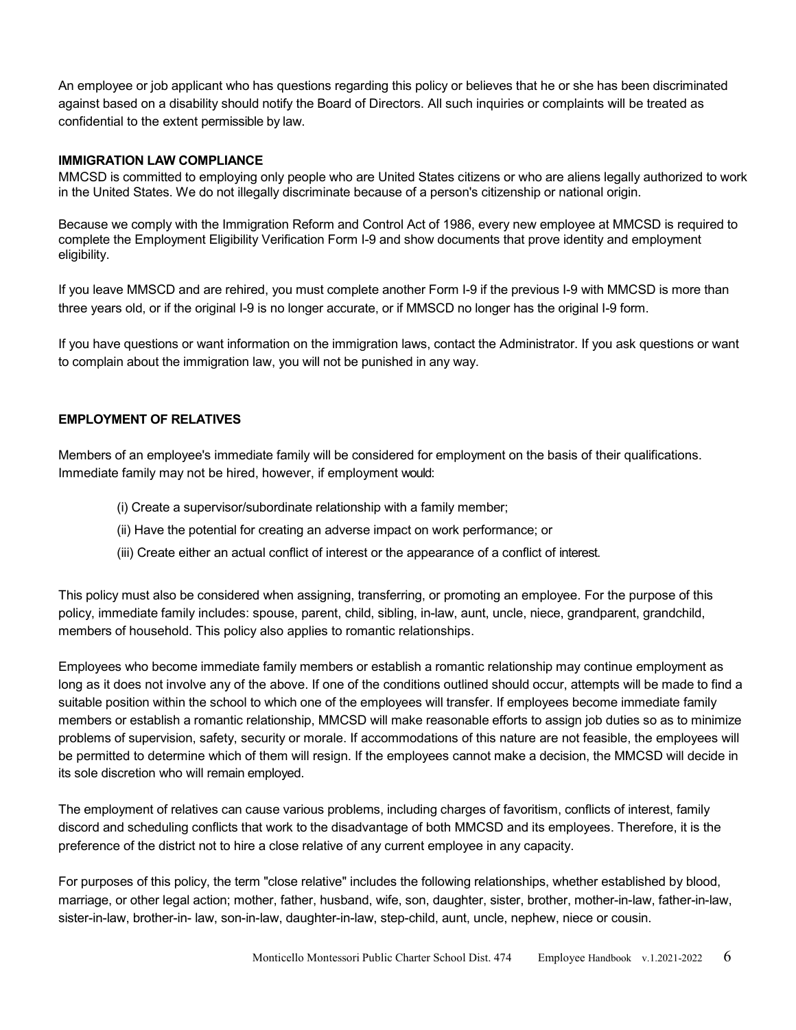An employee or job applicant who has questions regarding this policy or believes that he or she has been discriminated against based on a disability should notify the Board of Directors. All such inquiries or complaints will be treated as confidential to the extent permissible by law.

**IMMIGRATION LAW COMPLIANCE**

MMCSD is committed to employing only people who are United States citizens or who are aliens legally authorized to work in the United States. We do not illegally discriminate because of a person's citizenship or national origin.

Because we comply with the Immigration Reform and Control Act of 1986, every new employee at MMCSD is required to complete the Employment Eligibility Verification Form I-9 and show documents that prove identity and employment eligibility.

If you leave MMSCD and are rehired, you must complete another Form I-9 if the previous I-9 with MMCSD is more than three years old, or if the original I-9 is no longer accurate, or if MMSCD no longer has the original I-9 form.

If you have questions or want information on the immigration laws, contact the Administrator. If you ask questions or want to complain about the immigration law, you will not be punished in any way.

**EMPLOYMENT OF RELATIVES**

Members of an employee's immediate family will be considered for employment on the basis of their qualifications. Immediate family may not be hired, however, if employment would:

(i) Create a supervisor/subordinate relationship with a family member;

(ii) Have the potential for creating an adverse impact on work performance; or

(iii) Create either an actual conflict of interest or the appearance of a conflict of interest.

This policy must also be considered when assigning, transferring, or promoting an employee. For the purpose of this policy, immediate family includes: spouse, parent, child, sibling, in-law, aunt, uncle, niece, grandparent, grandchild, members of household. This policy also applies to romantic relationships.

Employees who become immediate family members or establish a romantic relationship may continue employment as long as it does not involve any of the above. If one of the conditions outlined should occur, attempts will be made to find a suitable position within the school to which one of the employees will transfer. If employees become immediate family members or establish a romantic relationship, MMCSD will make reasonable efforts to assign job duties so as to minimize problems of supervision, safety, security or morale. If accommodations of this nature are not feasible, the employees will be permitted to determine which of them will resign. If the employees cannot make a decision, the MMCSD will decide in its sole discretion who will remain employed.

The employment of relatives can cause various problems, including charges of favoritism, conflicts of interest, family discord and scheduling conflicts that work to the disadvantage of both MMCSD and its employees. Therefore, it is the preference of the district not to hire a close relative of any current employee in any capacity.

For purposes of this policy, the term "close relative" includes the following relationships, whether established by blood, marriage, or other legal action; mother, father, husband, wife, son, daughter, sister, brother, mother-in-law, father-in-law, sister-in-law, brother-in- law, son-in-law, daughter-in-law, step-child, aunt, uncle, nephew, niece or cousin.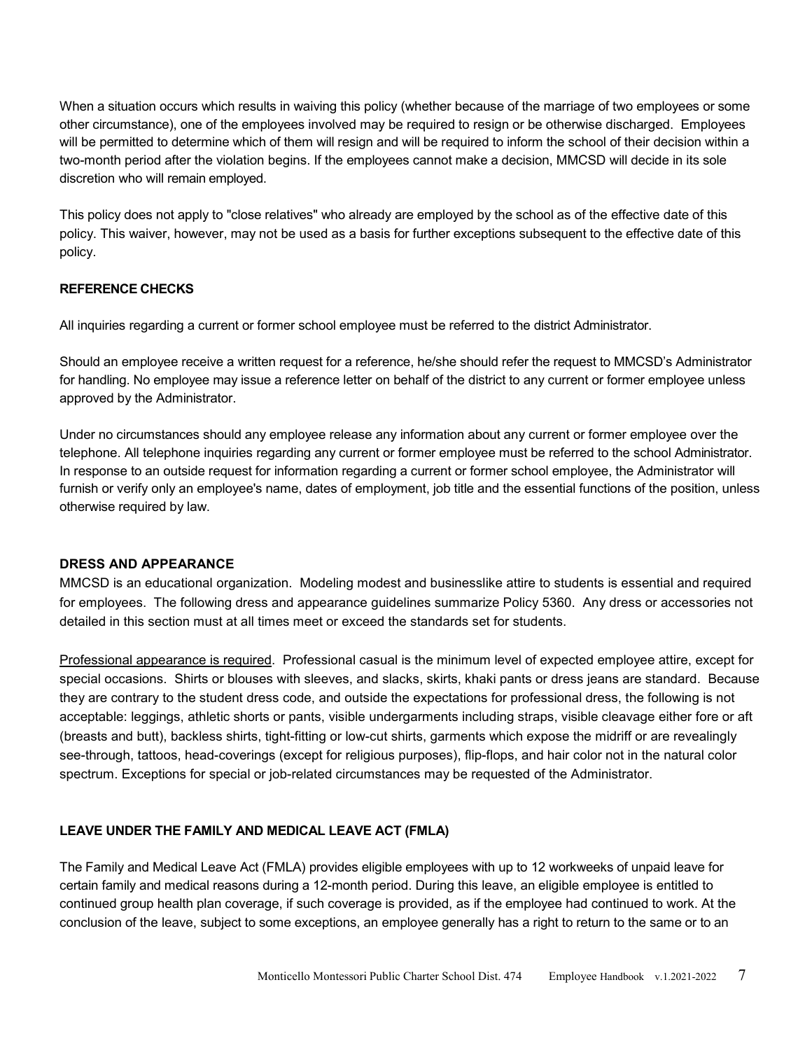When a situation occurs which results in waiving this policy (whether because of the marriage of two employees or some other circumstance), one of the employees involved may be required to resign or be otherwise discharged. Employees will be permitted to determine which of them will resign and will be required to inform the school of their decision within a two-month period after the violation begins. If the employees cannot make a decision, MMCSD will decide in its sole discretion who will remain employed.

This policy does not apply to "close relatives" who already are employed by the school as of the effective date of this policy. This waiver, however, may not be used as a basis for further exceptions subsequent to the effective date of this policy.

### REFERENCE CHECKS

All inquiries regarding a current or former school employee must be referred to the district Administrator.

Should an employee receive a written request for a reference, he/she should refer the request to MMCSD's Administrator for handling. No employee may issue a reference letter on behalf of the district to any current or former employee unless approved by the Administrator.

Under no circumstances should any employee release any information about any current or former employee over the telephone. All telephone inquiries regarding any current or former employee must be referred to the school Administrator. In response to an outside request for information regarding a current or former school employee, the Administrator will furnish or verify only an employee's name, dates of employment, job title and the essential functions of the position, unless otherwise required by law.

### DRESS AND APPEARANCE

MMCSD is an educational organization. Modeling modest and businesslike attire to students is essential and required for employees. The following dress and appearance guidelines summarize Policy 5360. Any dress or accessories not detailed in this section must at all times meet or exceed the standards set for students.

<u>Professional appearance is required</u>. Professional casual is the minimum level of expected employee attire, except for special occasions. Shirts or blouses with sleeves, and slacks, skirts, khaki pants or dress jeans are standard. Because they are contrary to the student dress code, and outside the expectations for professional dress, the following is not acceptable: leggings, athletic shorts or pants, visible undergarments including straps, visible cleavage either fore or aft (breasts and butt), backless shirts, tight-fitting or low-cut shirts, garments which expose the midriff or are revealingly see-through, tattoos, head-coverings (except for religious purposes), flip-flops, and hair color not in the natural color spectrum. Exceptions for special or job-related circumstances may be requested of the Administrator.

### LEAVE UNDER THE FAMILY AND MEDICAL LEAVE ACT (FMLA)

The Family and Medical Leave Act (FMLA) provides eligible employees with up to 12 workweeks of unpaid leave for certain family and medical reasons during a 12-month period. During this leave, an eligible employee is entitled to continued group health plan coverage, if such coverage is provided, as if the employee had continued to work. At the conclusion of the leave, subject to some exceptions, an employee generally has a right to return to the same or to an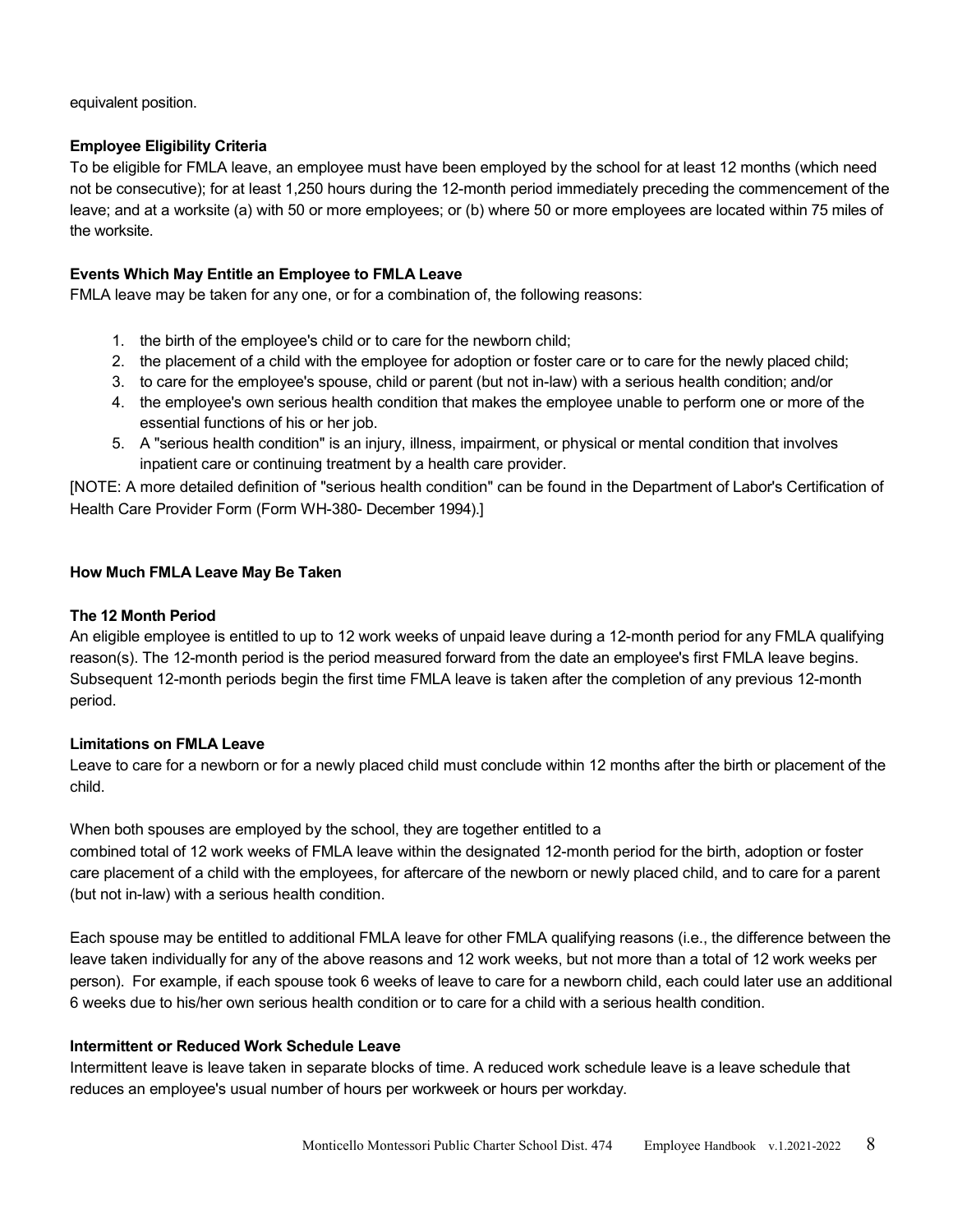equivalent position.

**Employee Eligibility Criteria**

To be eligible for FMLA leave, an employee must have been employed by the school for at least 12 months (which need not be consecutive); for at least 1,250 hours during the 12-month period immediately preceding the commencement of the leave; and at a worksite (a) with 50 or more employees; or (b) where 50 or more employees are located within 75 miles of the worksite.

**Events Which May Entitle an Employee to FMLA Leave**

FMLA leave may be taken for any one, or for a combination of, the following reasons:

1. the birth of the employee's child or to care for the newborn child;
2. the placement of a child with the employee for adoption or foster care or to care for the newly placed child;
3. to care for the employee's spouse, child or parent (but not in-law) with a serious health condition; and/or
4. the employee's own serious health condition that makes the employee unable to perform one or more of the essential functions of his or her job.
5. A "serious health condition" is an injury, illness, impairment, or physical or mental condition that involves inpatient care or continuing treatment by a health care provider.

[NOTE: A more detailed definition of "serious health condition" can be found in the Department of Labor's Certification of Health Care Provider Form (Form WH-380- December 1994).]

**How Much FMLA Leave May Be Taken**

**The 12 Month Period**

An eligible employee is entitled to up to 12 work weeks of unpaid leave during a 12-month period for any FMLA qualifying reason(s). The 12-month period is the period measured forward from the date an employee's first FMLA leave begins. Subsequent 12-month periods begin the first time FMLA leave is taken after the completion of any previous 12-month period.

**Limitations on FMLA Leave**

Leave to care for a newborn or for a newly placed child must conclude within 12 months after the birth or placement of the child.

When both spouses are employed by the school, they are together entitled to a combined total of 12 work weeks of FMLA leave within the designated 12-month period for the birth, adoption or foster care placement of a child with the employees, for aftercare of the newborn or newly placed child, and to care for a parent (but not in-law) with a serious health condition.

Each spouse may be entitled to additional FMLA leave for other FMLA qualifying reasons (i.e., the difference between the leave taken individually for any of the above reasons and 12 work weeks, but not more than a total of 12 work weeks per person). For example, if each spouse took 6 weeks of leave to care for a newborn child, each could later use an additional 6 weeks due to his/her own serious health condition or to care for a child with a serious health condition.

**Intermittent or Reduced Work Schedule Leave**

Intermittent leave is leave taken in separate blocks of time. A reduced work schedule leave is a leave schedule that reduces an employee's usual number of hours per workweek or hours per workday.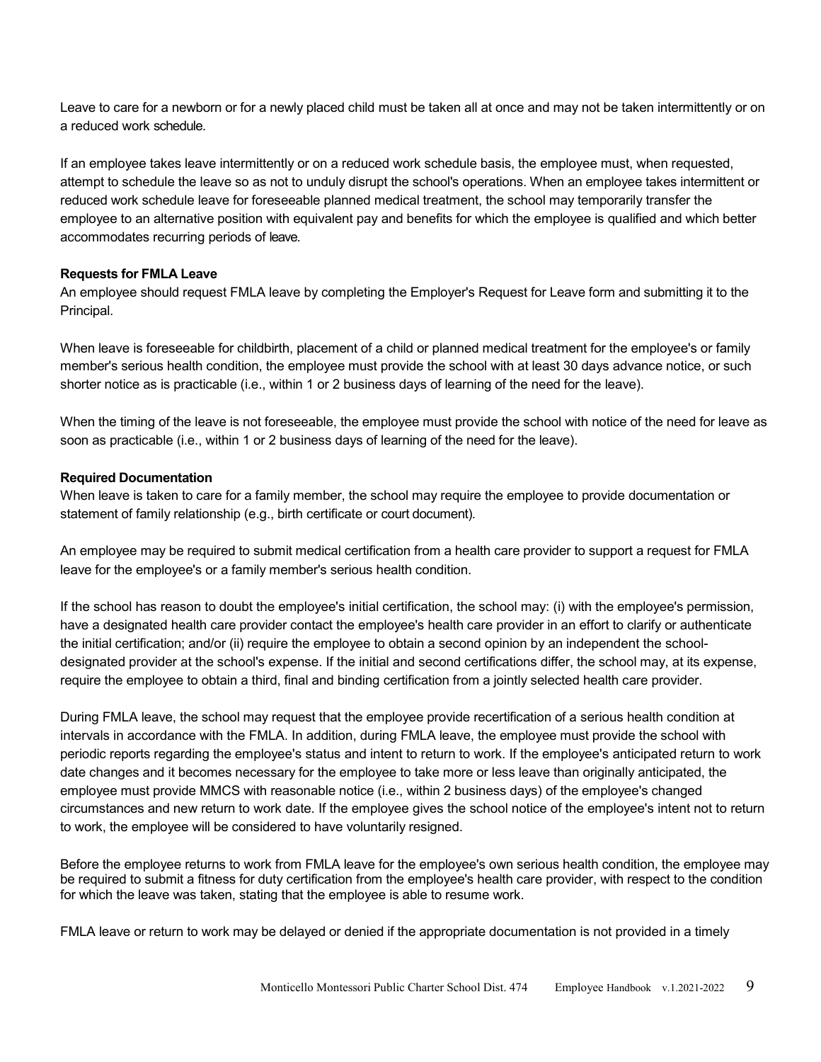Leave to care for a newborn or for a newly placed child must be taken all at once and may not be taken intermittently or on a reduced work schedule.

If an employee takes leave intermittently or on a reduced work schedule basis, the employee must, when requested, attempt to schedule the leave so as not to unduly disrupt the school's operations. When an employee takes intermittent or reduced work schedule leave for foreseeable planned medical treatment, the school may temporarily transfer the employee to an alternative position with equivalent pay and benefits for which the employee is qualified and which better accommodates recurring periods of leave.

**Requests for FMLA Leave**

An employee should request FMLA leave by completing the Employer's Request for Leave form and submitting it to the Principal.

When leave is foreseeable for childbirth, placement of a child or planned medical treatment for the employee's or family member's serious health condition, the employee must provide the school with at least 30 days advance notice, or such shorter notice as is practicable (i.e., within 1 or 2 business days of learning of the need for the leave).

When the timing of the leave is not foreseeable, the employee must provide the school with notice of the need for leave as soon as practicable (i.e., within 1 or 2 business days of learning of the need for the leave).

**Required Documentation**

When leave is taken to care for a family member, the school may require the employee to provide documentation or statement of family relationship (e.g., birth certificate or court document).

An employee may be required to submit medical certification from a health care provider to support a request for FMLA leave for the employee's or a family member's serious health condition.

If the school has reason to doubt the employee's initial certification, the school may: (i) with the employee's permission, have a designated health care provider contact the employee's health care provider in an effort to clarify or authenticate the initial certification; and/or (ii) require the employee to obtain a second opinion by an independent the school-designated provider at the school's expense. If the initial and second certifications differ, the school may, at its expense, require the employee to obtain a third, final and binding certification from a jointly selected health care provider.

During FMLA leave, the school may request that the employee provide recertification of a serious health condition at intervals in accordance with the FMLA. In addition, during FMLA leave, the employee must provide the school with periodic reports regarding the employee's status and intent to return to work. If the employee's anticipated return to work date changes and it becomes necessary for the employee to take more or less leave than originally anticipated, the employee must provide MMCS with reasonable notice (i.e., within 2 business days) of the employee's changed circumstances and new return to work date. If the employee gives the school notice of the employee's intent not to return to work, the employee will be considered to have voluntarily resigned.

Before the employee returns to work from FMLA leave for the employee's own serious health condition, the employee may be required to submit a fitness for duty certification from the employee's health care provider, with respect to the condition for which the leave was taken, stating that the employee is able to resume work.

FMLA leave or return to work may be delayed or denied if the appropriate documentation is not provided in a timely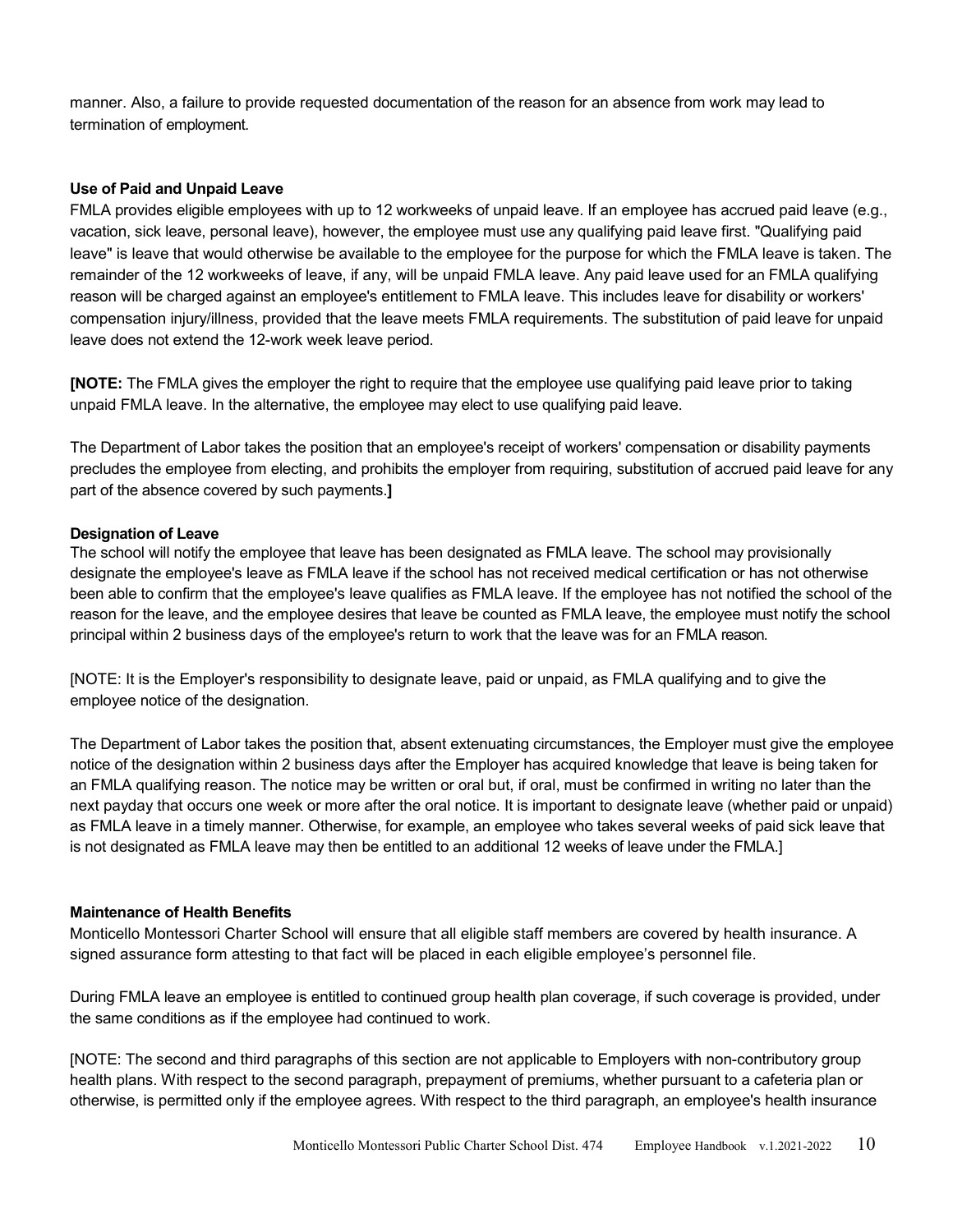manner. Also, a failure to provide requested documentation of the reason for an absence from work may lead to termination of employment.

**Use of Paid and Unpaid Leave**

FMLA provides eligible employees with up to 12 workweeks of unpaid leave. If an employee has accrued paid leave (e.g., vacation, sick leave, personal leave), however, the employee must use any qualifying paid leave first. "Qualifying paid leave" is leave that would otherwise be available to the employee for the purpose for which the FMLA leave is taken. The remainder of the 12 workweeks of leave, if any, will be unpaid FMLA leave. Any paid leave used for an FMLA qualifying reason will be charged against an employee's entitlement to FMLA leave. This includes leave for disability or workers' compensation injury/illness, provided that the leave meets FMLA requirements. The substitution of paid leave for unpaid leave does not extend the 12-work week leave period.

**[NOTE:** The FMLA gives the employer the right to require that the employee use qualifying paid leave prior to taking unpaid FMLA leave. In the alternative, the employee may elect to use qualifying paid leave.

The Department of Labor takes the position that an employee's receipt of workers' compensation or disability payments precludes the employee from electing, and prohibits the employer from requiring, substitution of accrued paid leave for any part of the absence covered by such payments.**]**

**Designation of Leave**

The school will notify the employee that leave has been designated as FMLA leave. The school may provisionally designate the employee's leave as FMLA leave if the school has not received medical certification or has not otherwise been able to confirm that the employee's leave qualifies as FMLA leave. If the employee has not notified the school of the reason for the leave, and the employee desires that leave be counted as FMLA leave, the employee must notify the school principal within 2 business days of the employee's return to work that the leave was for an FMLA reason.

[NOTE: It is the Employer's responsibility to designate leave, paid or unpaid, as FMLA qualifying and to give the employee notice of the designation.

The Department of Labor takes the position that, absent extenuating circumstances, the Employer must give the employee notice of the designation within 2 business days after the Employer has acquired knowledge that leave is being taken for an FMLA qualifying reason. The notice may be written or oral but, if oral, must be confirmed in writing no later than the next payday that occurs one week or more after the oral notice. It is important to designate leave (whether paid or unpaid) as FMLA leave in a timely manner. Otherwise, for example, an employee who takes several weeks of paid sick leave that is not designated as FMLA leave may then be entitled to an additional 12 weeks of leave under the FMLA.]

**Maintenance of Health Benefits**

Monticello Montessori Charter School will ensure that all eligible staff members are covered by health insurance. A signed assurance form attesting to that fact will be placed in each eligible employee's personnel file.

During FMLA leave an employee is entitled to continued group health plan coverage, if such coverage is provided, under the same conditions as if the employee had continued to work.

[NOTE: The second and third paragraphs of this section are not applicable to Employers with non-contributory group health plans. With respect to the second paragraph, prepayment of premiums, whether pursuant to a cafeteria plan or otherwise, is permitted only if the employee agrees. With respect to the third paragraph, an employee's health insurance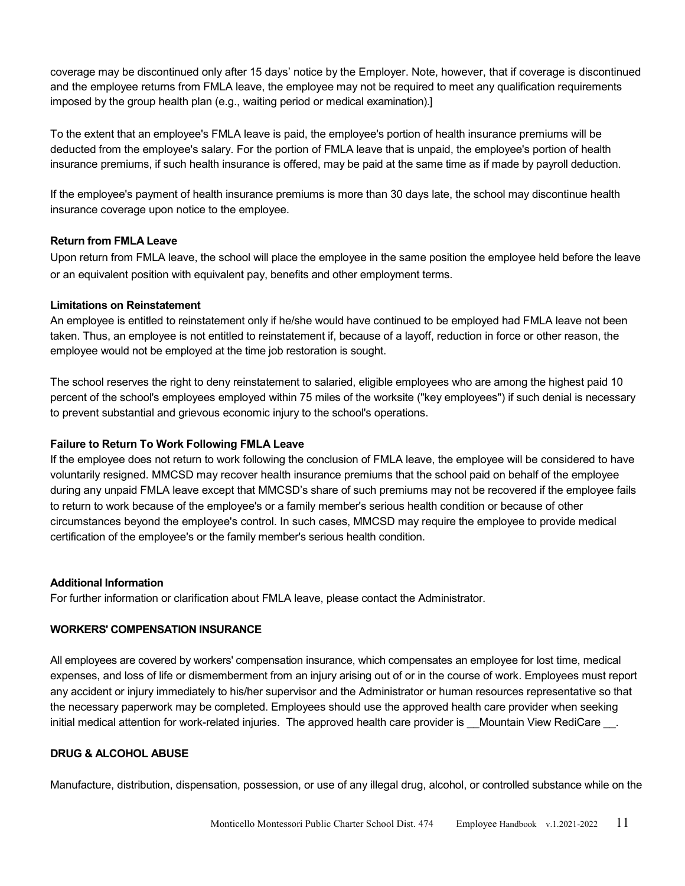coverage may be discontinued only after 15 days' notice by the Employer. Note, however, that if coverage is discontinued and the employee returns from FMLA leave, the employee may not be required to meet any qualification requirements imposed by the group health plan (e.g., waiting period or medical examination).]

To the extent that an employee's FMLA leave is paid, the employee's portion of health insurance premiums will be deducted from the employee's salary. For the portion of FMLA leave that is unpaid, the employee's portion of health insurance premiums, if such health insurance is offered, may be paid at the same time as if made by payroll deduction.

If the employee's payment of health insurance premiums is more than 30 days late, the school may discontinue health insurance coverage upon notice to the employee.

**Return from FMLA Leave**

Upon return from FMLA leave, the school will place the employee in the same position the employee held before the leave or an equivalent position with equivalent pay, benefits and other employment terms.

**Limitations on Reinstatement**

An employee is entitled to reinstatement only if he/she would have continued to be employed had FMLA leave not been taken. Thus, an employee is not entitled to reinstatement if, because of a layoff, reduction in force or other reason, the employee would not be employed at the time job restoration is sought.

The school reserves the right to deny reinstatement to salaried, eligible employees who are among the highest paid 10 percent of the school's employees employed within 75 miles of the worksite ("key employees") if such denial is necessary to prevent substantial and grievous economic injury to the school's operations.

**Failure to Return To Work Following FMLA Leave**

If the employee does not return to work following the conclusion of FMLA leave, the employee will be considered to have voluntarily resigned. MMCSD may recover health insurance premiums that the school paid on behalf of the employee during any unpaid FMLA leave except that MMCSD's share of such premiums may not be recovered if the employee fails to return to work because of the employee's or a family member's serious health condition or because of other circumstances beyond the employee's control. In such cases, MMCSD may require the employee to provide medical certification of the employee's or the family member's serious health condition.

**Additional Information**

For further information or clarification about FMLA leave, please contact the Administrator.

## WORKERS' COMPENSATION INSURANCE

All employees are covered by workers' compensation insurance, which compensates an employee for lost time, medical expenses, and loss of life or dismemberment from an injury arising out of or in the course of work. Employees must report any accident or injury immediately to his/her supervisor and the Administrator or human resources representative so that the necessary paperwork may be completed. Employees should use the approved health care provider when seeking initial medical attention for work-related injuries. The approved health care provider is __Mountain View RediCare __.

## DRUG & ALCOHOL ABUSE

Manufacture, distribution, dispensation, possession, or use of any illegal drug, alcohol, or controlled substance while on the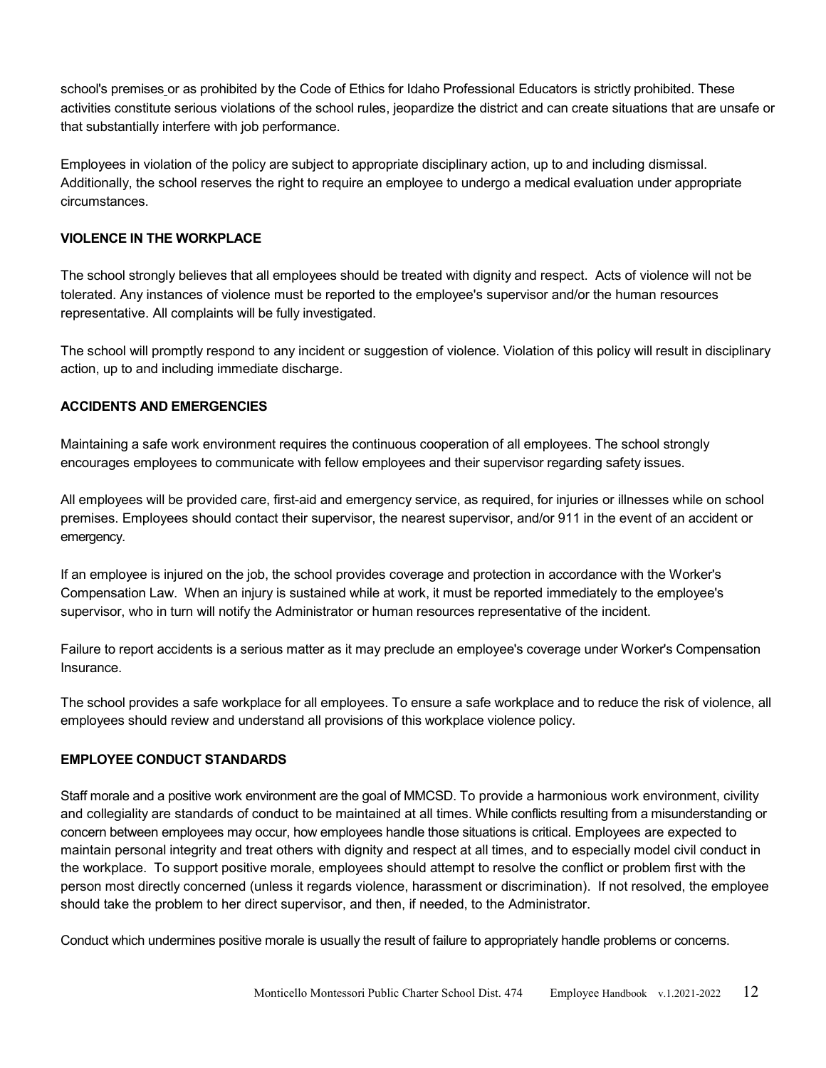school's premises or as prohibited by the Code of Ethics for Idaho Professional Educators is strictly prohibited. These activities constitute serious violations of the school rules, jeopardize the district and can create situations that are unsafe or that substantially interfere with job performance.

Employees in violation of the policy are subject to appropriate disciplinary action, up to and including dismissal. Additionally, the school reserves the right to require an employee to undergo a medical evaluation under appropriate circumstances.

**VIOLENCE IN THE WORKPLACE**

The school strongly believes that all employees should be treated with dignity and respect. Acts of violence will not be tolerated. Any instances of violence must be reported to the employee's supervisor and/or the human resources representative. All complaints will be fully investigated.

The school will promptly respond to any incident or suggestion of violence. Violation of this policy will result in disciplinary action, up to and including immediate discharge.

**ACCIDENTS AND EMERGENCIES**

Maintaining a safe work environment requires the continuous cooperation of all employees. The school strongly encourages employees to communicate with fellow employees and their supervisor regarding safety issues.

All employees will be provided care, first-aid and emergency service, as required, for injuries or illnesses while on school premises. Employees should contact their supervisor, the nearest supervisor, and/or 911 in the event of an accident or emergency.

If an employee is injured on the job, the school provides coverage and protection in accordance with the Worker's Compensation Law. When an injury is sustained while at work, it must be reported immediately to the employee's supervisor, who in turn will notify the Administrator or human resources representative of the incident.

Failure to report accidents is a serious matter as it may preclude an employee's coverage under Worker's Compensation Insurance.

The school provides a safe workplace for all employees. To ensure a safe workplace and to reduce the risk of violence, all employees should review and understand all provisions of this workplace violence policy.

**EMPLOYEE CONDUCT STANDARDS**

Staff morale and a positive work environment are the goal of MMCSD. To provide a harmonious work environment, civility and collegiality are standards of conduct to be maintained at all times. While conflicts resulting from a misunderstanding or concern between employees may occur, how employees handle those situations is critical. Employees are expected to maintain personal integrity and treat others with dignity and respect at all times, and to especially model civil conduct in the workplace. To support positive morale, employees should attempt to resolve the conflict or problem first with the person most directly concerned (unless it regards violence, harassment or discrimination). If not resolved, the employee should take the problem to her direct supervisor, and then, if needed, to the Administrator.

Conduct which undermines positive morale is usually the result of failure to appropriately handle problems or concerns.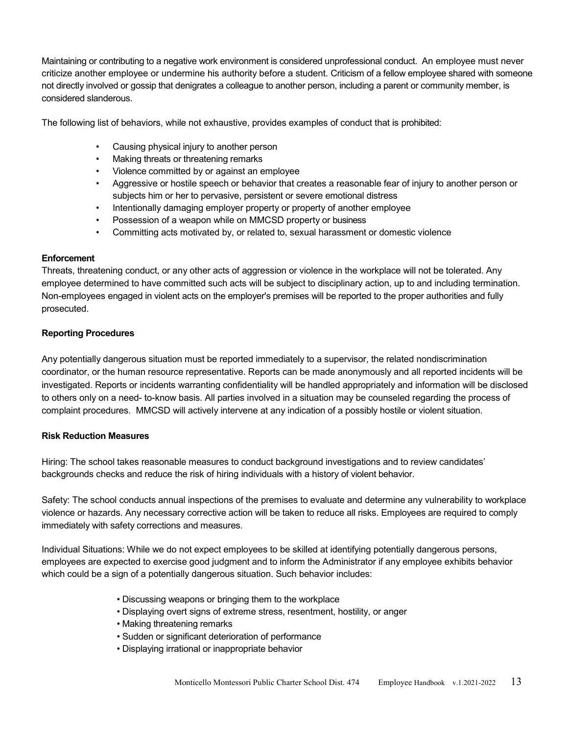Maintaining or contributing to a negative work environment is considered unprofessional conduct. An employee must never criticize another employee or undermine his authority before a student. Criticism of a fellow employee shared with someone not directly involved or gossip that denigrates a colleague to another person, including a parent or community member, is considered slanderous.

The following list of behaviors, while not exhaustive, provides examples of conduct that is prohibited:

- Causing physical injury to another person
- Making threats or threatening remarks
- Violence committed by or against an employee
- Aggressive or hostile speech or behavior that creates a reasonable fear of injury to another person or subjects him or her to pervasive, persistent or severe emotional distress
- Intentionally damaging employer property or property of another employee
- Possession of a weapon while on MMCSD property or business
- Committing acts motivated by, or related to, sexual harassment or domestic violence

**Enforcement**

Threats, threatening conduct, or any other acts of aggression or violence in the workplace will not be tolerated. Any employee determined to have committed such acts will be subject to disciplinary action, up to and including termination. Non-employees engaged in violent acts on the employer's premises will be reported to the proper authorities and fully prosecuted.

**Reporting Procedures**

Any potentially dangerous situation must be reported immediately to a supervisor, the related nondiscrimination coordinator, or the human resource representative. Reports can be made anonymously and all reported incidents will be investigated. Reports or incidents warranting confidentiality will be handled appropriately and information will be disclosed to others only on a need- to-know basis. All parties involved in a situation may be counseled regarding the process of complaint procedures. MMCSD will actively intervene at any indication of a possibly hostile or violent situation.

**Risk Reduction Measures**

Hiring: The school takes reasonable measures to conduct background investigations and to review candidates' backgrounds checks and reduce the risk of hiring individuals with a history of violent behavior.

Safety: The school conducts annual inspections of the premises to evaluate and determine any vulnerability to workplace violence or hazards. Any necessary corrective action will be taken to reduce all risks. Employees are required to comply immediately with safety corrections and measures.

Individual Situations: While we do not expect employees to be skilled at identifying potentially dangerous persons, employees are expected to exercise good judgment and to inform the Administrator if any employee exhibits behavior which could be a sign of a potentially dangerous situation. Such behavior includes:

- Discussing weapons or bringing them to the workplace
- Displaying overt signs of extreme stress, resentment, hostility, or anger
- Making threatening remarks
- Sudden or significant deterioration of performance
- Displaying irrational or inappropriate behavior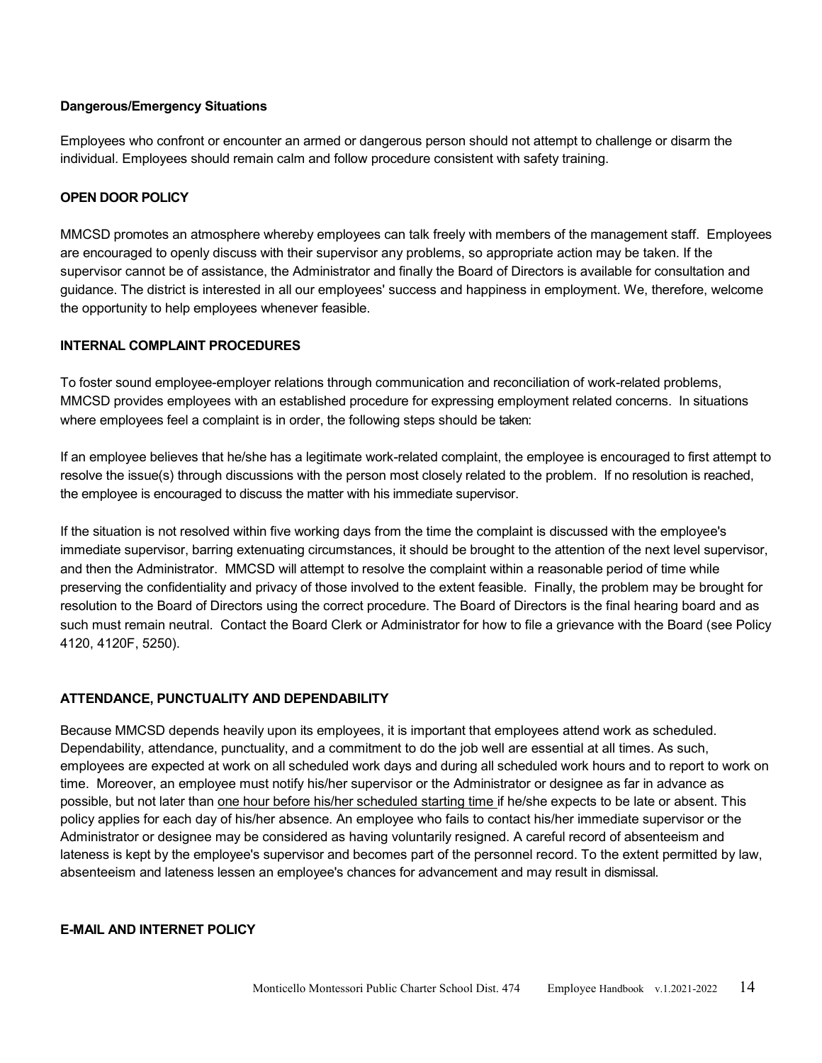### Dangerous/Emergency Situations

Employees who confront or encounter an armed or dangerous person should not attempt to challenge or disarm the individual. Employees should remain calm and follow procedure consistent with safety training.

## OPEN DOOR POLICY

MMCSD promotes an atmosphere whereby employees can talk freely with members of the management staff. Employees are encouraged to openly discuss with their supervisor any problems, so appropriate action may be taken. If the supervisor cannot be of assistance, the Administrator and finally the Board of Directors is available for consultation and guidance. The district is interested in all our employees' success and happiness in employment. We, therefore, welcome the opportunity to help employees whenever feasible.

## INTERNAL COMPLAINT PROCEDURES

To foster sound employee-employer relations through communication and reconciliation of work-related problems, MMCSD provides employees with an established procedure for expressing employment related concerns. In situations where employees feel a complaint is in order, the following steps should be taken:

If an employee believes that he/she has a legitimate work-related complaint, the employee is encouraged to first attempt to resolve the issue(s) through discussions with the person most closely related to the problem. If no resolution is reached, the employee is encouraged to discuss the matter with his immediate supervisor.

If the situation is not resolved within five working days from the time the complaint is discussed with the employee's immediate supervisor, barring extenuating circumstances, it should be brought to the attention of the next level supervisor, and then the Administrator. MMCSD will attempt to resolve the complaint within a reasonable period of time while preserving the confidentiality and privacy of those involved to the extent feasible. Finally, the problem may be brought for resolution to the Board of Directors using the correct procedure. The Board of Directors is the final hearing board and as such must remain neutral. Contact the Board Clerk or Administrator for how to file a grievance with the Board (see Policy 4120, 4120F, 5250).

## ATTENDANCE, PUNCTUALITY AND DEPENDABILITY

Because MMCSD depends heavily upon its employees, it is important that employees attend work as scheduled. Dependability, attendance, punctuality, and a commitment to do the job well are essential at all times. As such, employees are expected at work on all scheduled work days and during all scheduled work hours and to report to work on time. Moreover, an employee must notify his/her supervisor or the Administrator or designee as far in advance as possible, but not later than one hour before his/her scheduled starting time if he/she expects to be late or absent. This policy applies for each day of his/her absence. An employee who fails to contact his/her immediate supervisor or the Administrator or designee may be considered as having voluntarily resigned. A careful record of absenteeism and lateness is kept by the employee's supervisor and becomes part of the personnel record. To the extent permitted by law, absenteeism and lateness lessen an employee's chances for advancement and may result in dismissal.

## E-MAIL AND INTERNET POLICY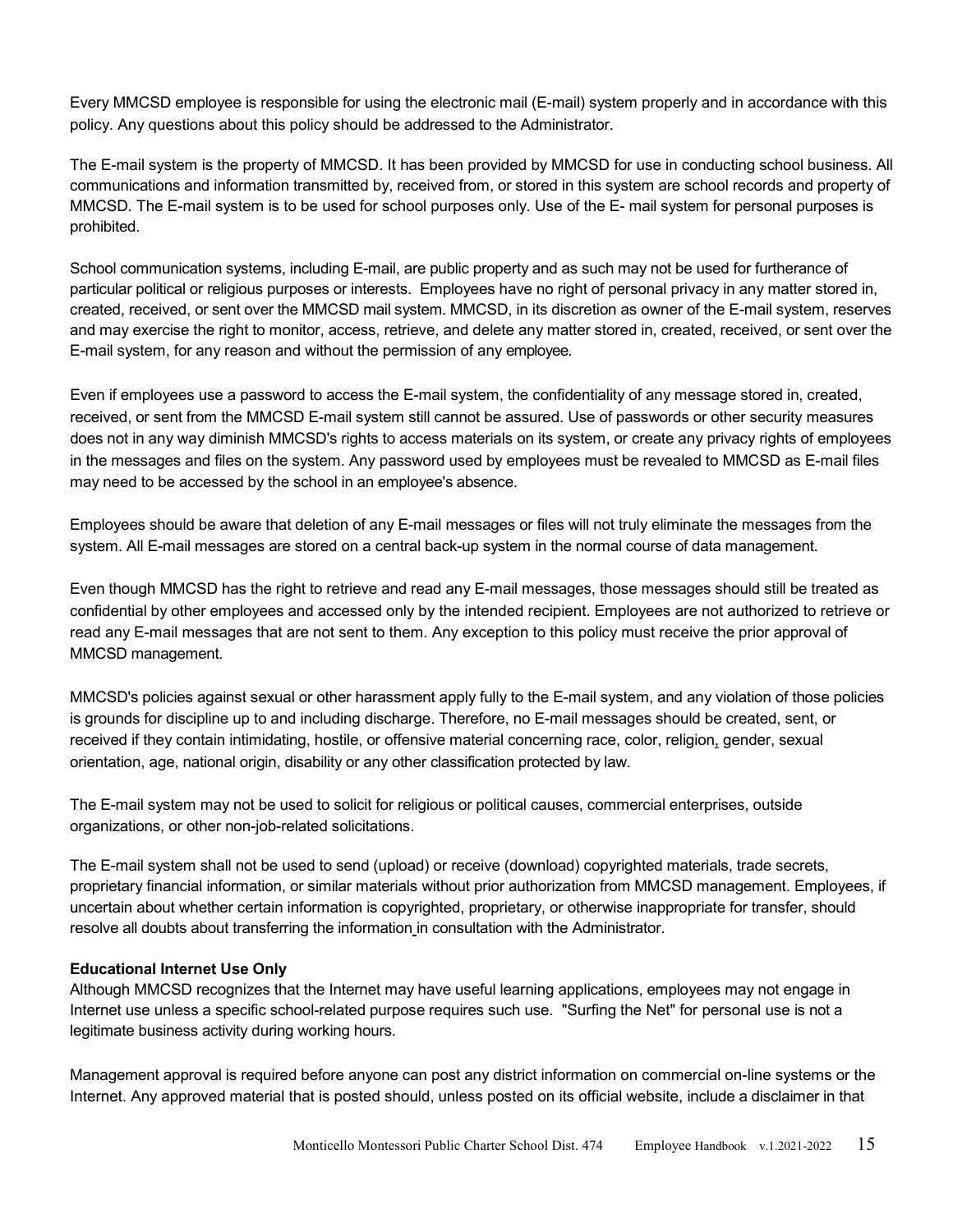Every MMCSD employee is responsible for using the electronic mail (E-mail) system properly and in accordance with this policy. Any questions about this policy should be addressed to the Administrator.

The E-mail system is the property of MMCSD. It has been provided by MMCSD for use in conducting school business. All communications and information transmitted by, received from, or stored in this system are school records and property of MMCSD. The E-mail system is to be used for school purposes only. Use of the E- mail system for personal purposes is prohibited.

School communication systems, including E-mail, are public property and as such may not be used for furtherance of particular political or religious purposes or interests. Employees have no right of personal privacy in any matter stored in, created, received, or sent over the MMCSD mail system. MMCSD, in its discretion as owner of the E-mail system, reserves and may exercise the right to monitor, access, retrieve, and delete any matter stored in, created, received, or sent over the E-mail system, for any reason and without the permission of any employee.

Even if employees use a password to access the E-mail system, the confidentiality of any message stored in, created, received, or sent from the MMCSD E-mail system still cannot be assured. Use of passwords or other security measures does not in any way diminish MMCSD's rights to access materials on its system, or create any privacy rights of employees in the messages and files on the system. Any password used by employees must be revealed to MMCSD as E-mail files may need to be accessed by the school in an employee's absence.

Employees should be aware that deletion of any E-mail messages or files will not truly eliminate the messages from the system. All E-mail messages are stored on a central back-up system in the normal course of data management.

Even though MMCSD has the right to retrieve and read any E-mail messages, those messages should still be treated as confidential by other employees and accessed only by the intended recipient. Employees are not authorized to retrieve or read any E-mail messages that are not sent to them. Any exception to this policy must receive the prior approval of MMCSD management.

MMCSD's policies against sexual or other harassment apply fully to the E-mail system, and any violation of those policies is grounds for discipline up to and including discharge. Therefore, no E-mail messages should be created, sent, or received if they contain intimidating, hostile, or offensive material concerning race, color, religion, gender, sexual orientation, age, national origin, disability or any other classification protected by law.

The E-mail system may not be used to solicit for religious or political causes, commercial enterprises, outside organizations, or other non-job-related solicitations.

The E-mail system shall not be used to send (upload) or receive (download) copyrighted materials, trade secrets, proprietary financial information, or similar materials without prior authorization from MMCSD management. Employees, if uncertain about whether certain information is copyrighted, proprietary, or otherwise inappropriate for transfer, should resolve all doubts about transferring the information in consultation with the Administrator.

**Educational Internet Use Only**

Although MMCSD recognizes that the Internet may have useful learning applications, employees may not engage in Internet use unless a specific school-related purpose requires such use. "Surfing the Net" for personal use is not a legitimate business activity during working hours.

Management approval is required before anyone can post any district information on commercial on-line systems or the Internet. Any approved material that is posted should, unless posted on its official website, include a disclaimer in that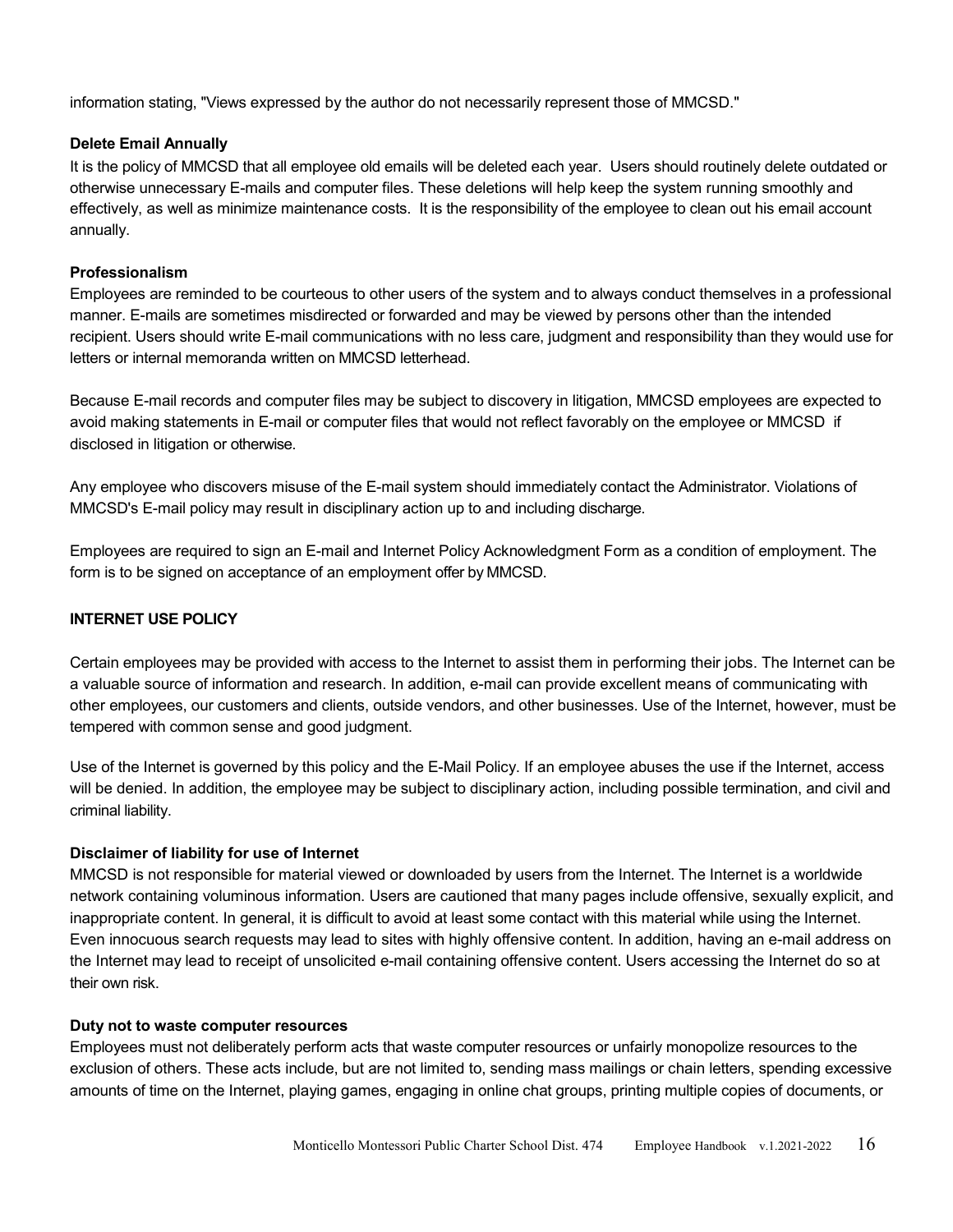information stating, "Views expressed by the author do not necessarily represent those of MMCSD."

**Delete Email Annually**

It is the policy of MMCSD that all employee old emails will be deleted each year. Users should routinely delete outdated or otherwise unnecessary E-mails and computer files. These deletions will help keep the system running smoothly and effectively, as well as minimize maintenance costs. It is the responsibility of the employee to clean out his email account annually.

**Professionalism**

Employees are reminded to be courteous to other users of the system and to always conduct themselves in a professional manner. E-mails are sometimes misdirected or forwarded and may be viewed by persons other than the intended recipient. Users should write E-mail communications with no less care, judgment and responsibility than they would use for letters or internal memoranda written on MMCSD letterhead.

Because E-mail records and computer files may be subject to discovery in litigation, MMCSD employees are expected to avoid making statements in E-mail or computer files that would not reflect favorably on the employee or MMCSD if disclosed in litigation or otherwise.

Any employee who discovers misuse of the E-mail system should immediately contact the Administrator. Violations of MMCSD's E-mail policy may result in disciplinary action up to and including discharge.

Employees are required to sign an E-mail and Internet Policy Acknowledgment Form as a condition of employment. The form is to be signed on acceptance of an employment offer by MMCSD.

## INTERNET USE POLICY

Certain employees may be provided with access to the Internet to assist them in performing their jobs. The Internet can be a valuable source of information and research. In addition, e-mail can provide excellent means of communicating with other employees, our customers and clients, outside vendors, and other businesses. Use of the Internet, however, must be tempered with common sense and good judgment.

Use of the Internet is governed by this policy and the E-Mail Policy. If an employee abuses the use if the Internet, access will be denied. In addition, the employee may be subject to disciplinary action, including possible termination, and civil and criminal liability.

**Disclaimer of liability for use of Internet**

MMCSD is not responsible for material viewed or downloaded by users from the Internet. The Internet is a worldwide network containing voluminous information. Users are cautioned that many pages include offensive, sexually explicit, and inappropriate content. In general, it is difficult to avoid at least some contact with this material while using the Internet. Even innocuous search requests may lead to sites with highly offensive content. In addition, having an e-mail address on the Internet may lead to receipt of unsolicited e-mail containing offensive content. Users accessing the Internet do so at their own risk.

**Duty not to waste computer resources**

Employees must not deliberately perform acts that waste computer resources or unfairly monopolize resources to the exclusion of others. These acts include, but are not limited to, sending mass mailings or chain letters, spending excessive amounts of time on the Internet, playing games, engaging in online chat groups, printing multiple copies of documents, or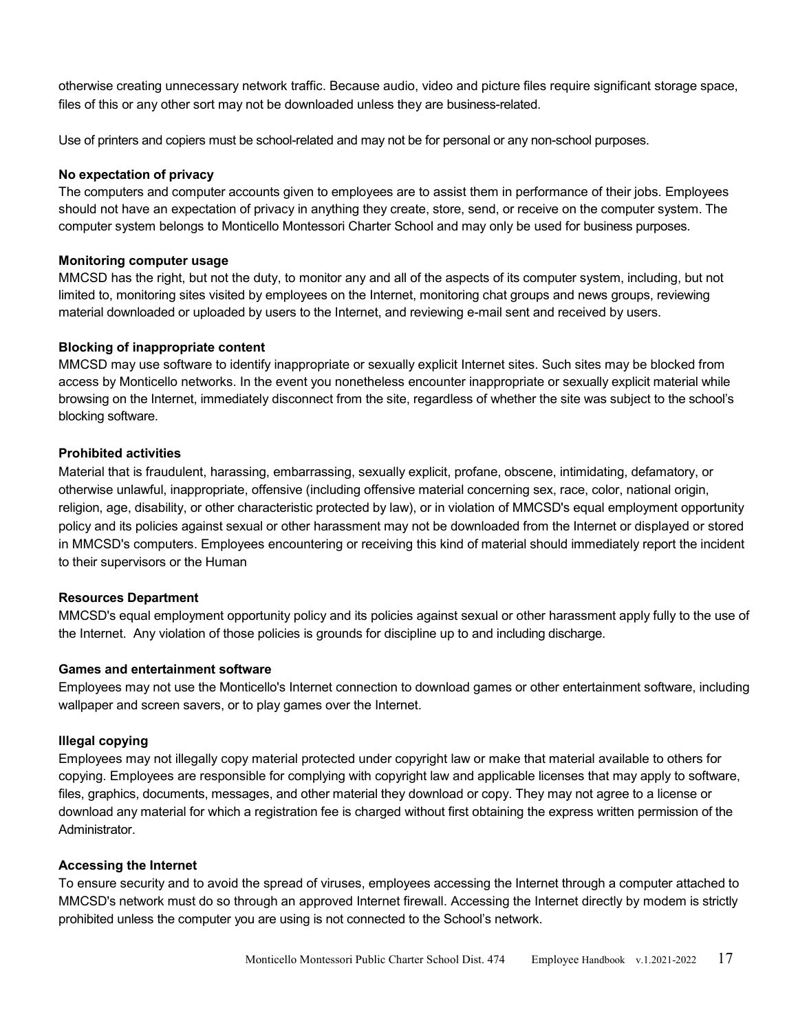otherwise creating unnecessary network traffic. Because audio, video and picture files require significant storage space, files of this or any other sort may not be downloaded unless they are business-related.

Use of printers and copiers must be school-related and may not be for personal or any non-school purposes.

**No expectation of privacy**

The computers and computer accounts given to employees are to assist them in performance of their jobs. Employees should not have an expectation of privacy in anything they create, store, send, or receive on the computer system. The computer system belongs to Monticello Montessori Charter School and may only be used for business purposes.

**Monitoring computer usage**

MMCSD has the right, but not the duty, to monitor any and all of the aspects of its computer system, including, but not limited to, monitoring sites visited by employees on the Internet, monitoring chat groups and news groups, reviewing material downloaded or uploaded by users to the Internet, and reviewing e-mail sent and received by users.

**Blocking of inappropriate content**

MMCSD may use software to identify inappropriate or sexually explicit Internet sites. Such sites may be blocked from access by Monticello networks. In the event you nonetheless encounter inappropriate or sexually explicit material while browsing on the Internet, immediately disconnect from the site, regardless of whether the site was subject to the school's blocking software.

**Prohibited activities**

Material that is fraudulent, harassing, embarrassing, sexually explicit, profane, obscene, intimidating, defamatory, or otherwise unlawful, inappropriate, offensive (including offensive material concerning sex, race, color, national origin, religion, age, disability, or other characteristic protected by law), or in violation of MMCSD's equal employment opportunity policy and its policies against sexual or other harassment may not be downloaded from the Internet or displayed or stored in MMCSD's computers. Employees encountering or receiving this kind of material should immediately report the incident to their supervisors or the Human

**Resources Department**

MMCSD's equal employment opportunity policy and its policies against sexual or other harassment apply fully to the use of the Internet. Any violation of those policies is grounds for discipline up to and including discharge.

**Games and entertainment software**

Employees may not use the Monticello's Internet connection to download games or other entertainment software, including wallpaper and screen savers, or to play games over the Internet.

**Illegal copying**

Employees may not illegally copy material protected under copyright law or make that material available to others for copying. Employees are responsible for complying with copyright law and applicable licenses that may apply to software, files, graphics, documents, messages, and other material they download or copy. They may not agree to a license or download any material for which a registration fee is charged without first obtaining the express written permission of the Administrator.

**Accessing the Internet**

To ensure security and to avoid the spread of viruses, employees accessing the Internet through a computer attached to MMCSD's network must do so through an approved Internet firewall. Accessing the Internet directly by modem is strictly prohibited unless the computer you are using is not connected to the School's network.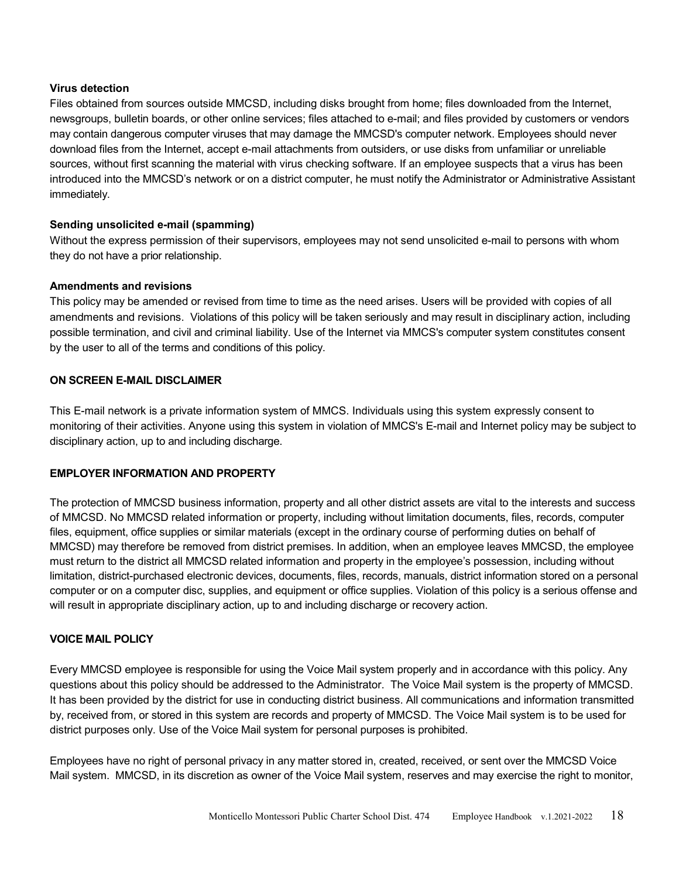**Virus detection**

Files obtained from sources outside MMCSD, including disks brought from home; files downloaded from the Internet, newsgroups, bulletin boards, or other online services; files attached to e-mail; and files provided by customers or vendors may contain dangerous computer viruses that may damage the MMCSD's computer network. Employees should never download files from the Internet, accept e-mail attachments from outsiders, or use disks from unfamiliar or unreliable sources, without first scanning the material with virus checking software. If an employee suspects that a virus has been introduced into the MMCSD's network or on a district computer, he must notify the Administrator or Administrative Assistant immediately.

**Sending unsolicited e-mail (spamming)**

Without the express permission of their supervisors, employees may not send unsolicited e-mail to persons with whom they do not have a prior relationship.

**Amendments and revisions**

This policy may be amended or revised from time to time as the need arises. Users will be provided with copies of all amendments and revisions. Violations of this policy will be taken seriously and may result in disciplinary action, including possible termination, and civil and criminal liability. Use of the Internet via MMCS's computer system constitutes consent by the user to all of the terms and conditions of this policy.

## ON SCREEN E-MAIL DISCLAIMER

This E-mail network is a private information system of MMCS. Individuals using this system expressly consent to monitoring of their activities. Anyone using this system in violation of MMCS's E-mail and Internet policy may be subject to disciplinary action, up to and including discharge.

## EMPLOYER INFORMATION AND PROPERTY

The protection of MMCSD business information, property and all other district assets are vital to the interests and success of MMCSD. No MMCSD related information or property, including without limitation documents, files, records, computer files, equipment, office supplies or similar materials (except in the ordinary course of performing duties on behalf of MMCSD) may therefore be removed from district premises. In addition, when an employee leaves MMCSD, the employee must return to the district all MMCSD related information and property in the employee's possession, including without limitation, district-purchased electronic devices, documents, files, records, manuals, district information stored on a personal computer or on a computer disc, supplies, and equipment or office supplies. Violation of this policy is a serious offense and will result in appropriate disciplinary action, up to and including discharge or recovery action.

## VOICE MAIL POLICY

Every MMCSD employee is responsible for using the Voice Mail system properly and in accordance with this policy. Any questions about this policy should be addressed to the Administrator. The Voice Mail system is the property of MMCSD. It has been provided by the district for use in conducting district business. All communications and information transmitted by, received from, or stored in this system are records and property of MMCSD. The Voice Mail system is to be used for district purposes only. Use of the Voice Mail system for personal purposes is prohibited.

Employees have no right of personal privacy in any matter stored in, created, received, or sent over the MMCSD Voice Mail system. MMCSD, in its discretion as owner of the Voice Mail system, reserves and may exercise the right to monitor,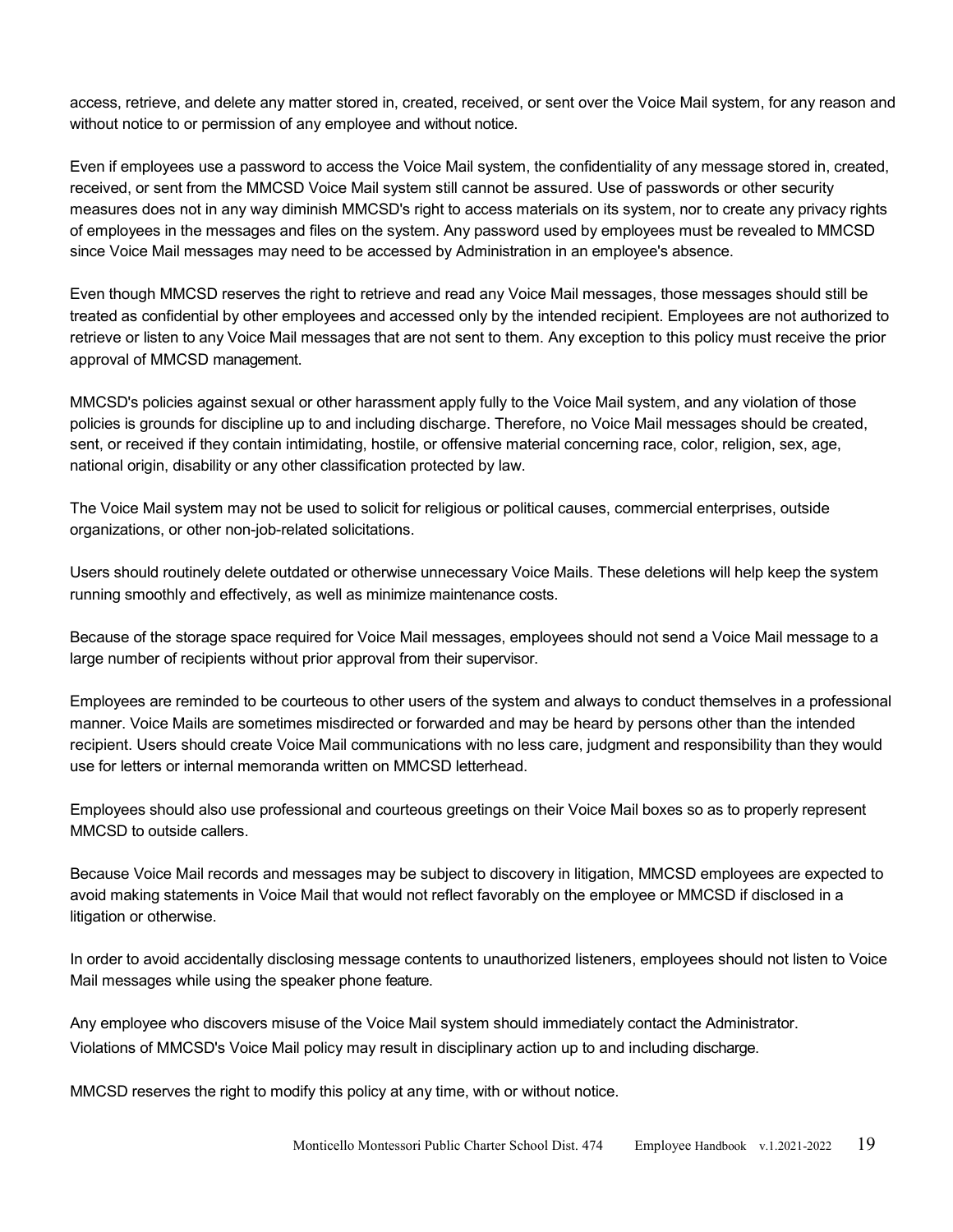access, retrieve, and delete any matter stored in, created, received, or sent over the Voice Mail system, for any reason and without notice to or permission of any employee and without notice.

Even if employees use a password to access the Voice Mail system, the confidentiality of any message stored in, created, received, or sent from the MMCSD Voice Mail system still cannot be assured. Use of passwords or other security measures does not in any way diminish MMCSD's right to access materials on its system, nor to create any privacy rights of employees in the messages and files on the system. Any password used by employees must be revealed to MMCSD since Voice Mail messages may need to be accessed by Administration in an employee's absence.

Even though MMCSD reserves the right to retrieve and read any Voice Mail messages, those messages should still be treated as confidential by other employees and accessed only by the intended recipient. Employees are not authorized to retrieve or listen to any Voice Mail messages that are not sent to them. Any exception to this policy must receive the prior approval of MMCSD management.

MMCSD's policies against sexual or other harassment apply fully to the Voice Mail system, and any violation of those policies is grounds for discipline up to and including discharge. Therefore, no Voice Mail messages should be created, sent, or received if they contain intimidating, hostile, or offensive material concerning race, color, religion, sex, age, national origin, disability or any other classification protected by law.

The Voice Mail system may not be used to solicit for religious or political causes, commercial enterprises, outside organizations, or other non-job-related solicitations.

Users should routinely delete outdated or otherwise unnecessary Voice Mails. These deletions will help keep the system running smoothly and effectively, as well as minimize maintenance costs.

Because of the storage space required for Voice Mail messages, employees should not send a Voice Mail message to a large number of recipients without prior approval from their supervisor.

Employees are reminded to be courteous to other users of the system and always to conduct themselves in a professional manner. Voice Mails are sometimes misdirected or forwarded and may be heard by persons other than the intended recipient. Users should create Voice Mail communications with no less care, judgment and responsibility than they would use for letters or internal memoranda written on MMCSD letterhead.

Employees should also use professional and courteous greetings on their Voice Mail boxes so as to properly represent MMCSD to outside callers.

Because Voice Mail records and messages may be subject to discovery in litigation, MMCSD employees are expected to avoid making statements in Voice Mail that would not reflect favorably on the employee or MMCSD if disclosed in a litigation or otherwise.

In order to avoid accidentally disclosing message contents to unauthorized listeners, employees should not listen to Voice Mail messages while using the speaker phone feature.

Any employee who discovers misuse of the Voice Mail system should immediately contact the Administrator.
Violations of MMCSD's Voice Mail policy may result in disciplinary action up to and including discharge.

MMCSD reserves the right to modify this policy at any time, with or without notice.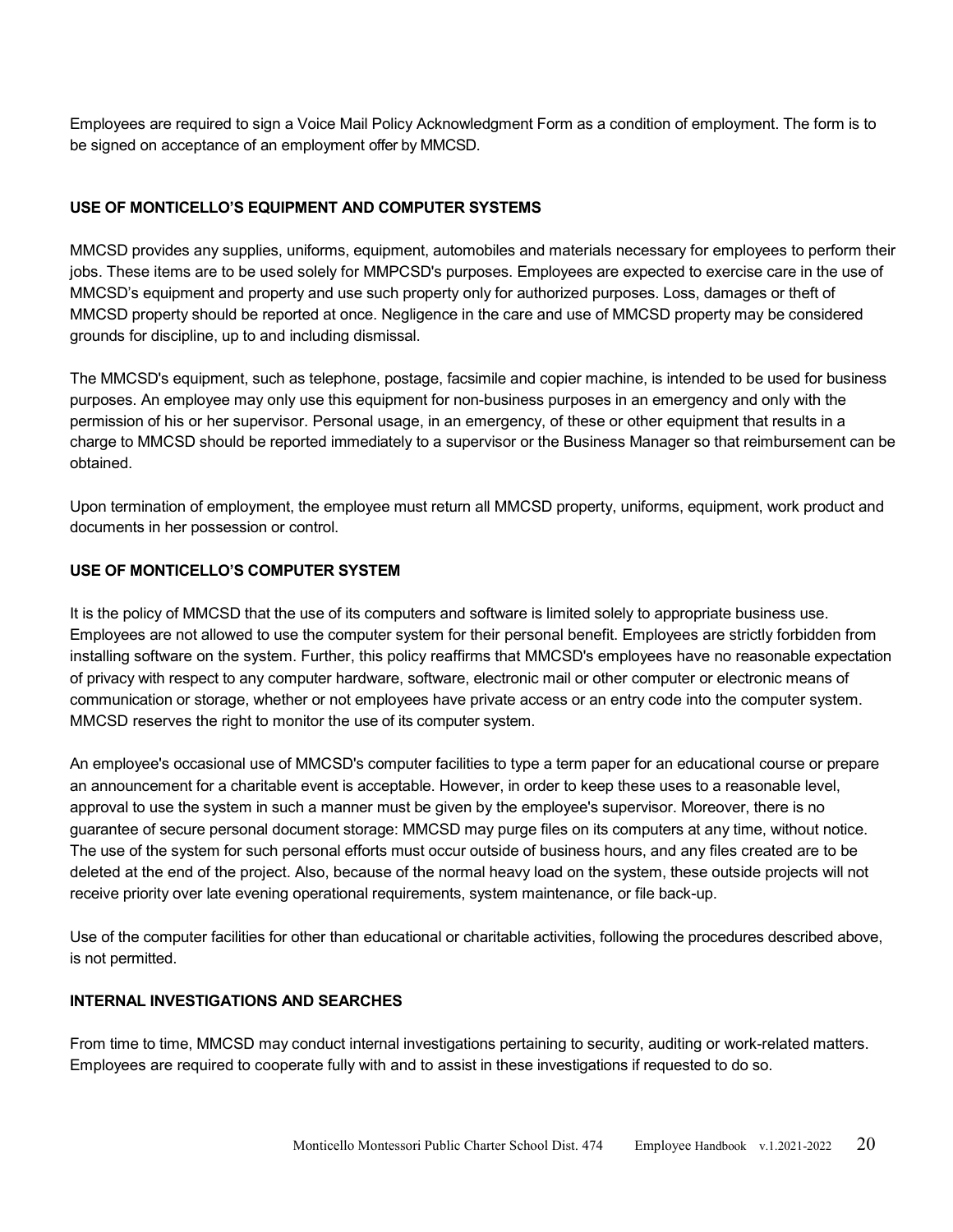Employees are required to sign a Voice Mail Policy Acknowledgment Form as a condition of employment. The form is to be signed on acceptance of an employment offer by MMCSD.

## USE OF MONTICELLO'S EQUIPMENT AND COMPUTER SYSTEMS

MMCSD provides any supplies, uniforms, equipment, automobiles and materials necessary for employees to perform their jobs. These items are to be used solely for MMPCSD's purposes. Employees are expected to exercise care in the use of MMCSD's equipment and property and use such property only for authorized purposes. Loss, damages or theft of MMCSD property should be reported at once. Negligence in the care and use of MMCSD property may be considered grounds for discipline, up to and including dismissal.

The MMCSD's equipment, such as telephone, postage, facsimile and copier machine, is intended to be used for business purposes. An employee may only use this equipment for non-business purposes in an emergency and only with the permission of his or her supervisor. Personal usage, in an emergency, of these or other equipment that results in a charge to MMCSD should be reported immediately to a supervisor or the Business Manager so that reimbursement can be obtained.

Upon termination of employment, the employee must return all MMCSD property, uniforms, equipment, work product and documents in her possession or control.

## USE OF MONTICELLO'S COMPUTER SYSTEM

It is the policy of MMCSD that the use of its computers and software is limited solely to appropriate business use. Employees are not allowed to use the computer system for their personal benefit. Employees are strictly forbidden from installing software on the system. Further, this policy reaffirms that MMCSD's employees have no reasonable expectation of privacy with respect to any computer hardware, software, electronic mail or other computer or electronic means of communication or storage, whether or not employees have private access or an entry code into the computer system. MMCSD reserves the right to monitor the use of its computer system.

An employee's occasional use of MMCSD's computer facilities to type a term paper for an educational course or prepare an announcement for a charitable event is acceptable. However, in order to keep these uses to a reasonable level, approval to use the system in such a manner must be given by the employee's supervisor. Moreover, there is no guarantee of secure personal document storage: MMCSD may purge files on its computers at any time, without notice. The use of the system for such personal efforts must occur outside of business hours, and any files created are to be deleted at the end of the project. Also, because of the normal heavy load on the system, these outside projects will not receive priority over late evening operational requirements, system maintenance, or file back-up.

Use of the computer facilities for other than educational or charitable activities, following the procedures described above, is not permitted.

## INTERNAL INVESTIGATIONS AND SEARCHES

From time to time, MMCSD may conduct internal investigations pertaining to security, auditing or work-related matters. Employees are required to cooperate fully with and to assist in these investigations if requested to do so.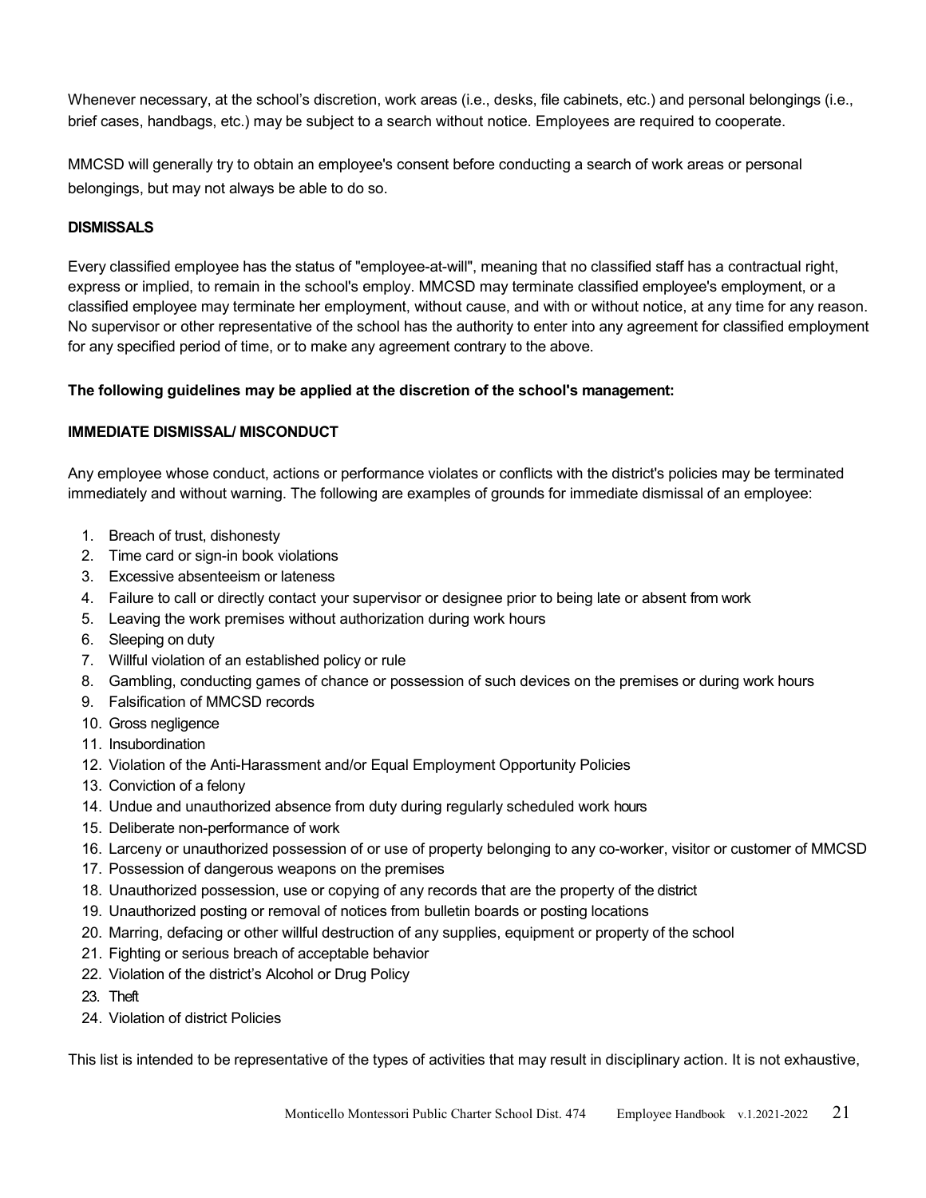Whenever necessary, at the school's discretion, work areas (i.e., desks, file cabinets, etc.) and personal belongings (i.e., brief cases, handbags, etc.) may be subject to a search without notice. Employees are required to cooperate.

MMCSD will generally try to obtain an employee's consent before conducting a search of work areas or personal belongings, but may not always be able to do so.

**DISMISSALS**

Every classified employee has the status of "employee-at-will", meaning that no classified staff has a contractual right, express or implied, to remain in the school's employ. MMCSD may terminate classified employee's employment, or a classified employee may terminate her employment, without cause, and with or without notice, at any time for any reason. No supervisor or other representative of the school has the authority to enter into any agreement for classified employment for any specified period of time, or to make any agreement contrary to the above.

**The following guidelines may be applied at the discretion of the school's management:**

**IMMEDIATE DISMISSAL/ MISCONDUCT**

Any employee whose conduct, actions or performance violates or conflicts with the district's policies may be terminated immediately and without warning. The following are examples of grounds for immediate dismissal of an employee:

1. Breach of trust, dishonesty
2. Time card or sign-in book violations
3. Excessive absenteeism or lateness
4. Failure to call or directly contact your supervisor or designee prior to being late or absent from work
5. Leaving the work premises without authorization during work hours
6. Sleeping on duty
7. Willful violation of an established policy or rule
8. Gambling, conducting games of chance or possession of such devices on the premises or during work hours
9. Falsification of MMCSD records
10. Gross negligence
11. Insubordination
12. Violation of the Anti-Harassment and/or Equal Employment Opportunity Policies
13. Conviction of a felony
14. Undue and unauthorized absence from duty during regularly scheduled work hours
15. Deliberate non-performance of work
16. Larceny or unauthorized possession of or use of property belonging to any co-worker, visitor or customer of MMCSD
17. Possession of dangerous weapons on the premises
18. Unauthorized possession, use or copying of any records that are the property of the district
19. Unauthorized posting or removal of notices from bulletin boards or posting locations
20. Marring, defacing or other willful destruction of any supplies, equipment or property of the school
21. Fighting or serious breach of acceptable behavior
22. Violation of the district's Alcohol or Drug Policy
23. Theft
24. Violation of district Policies

This list is intended to be representative of the types of activities that may result in disciplinary action. It is not exhaustive,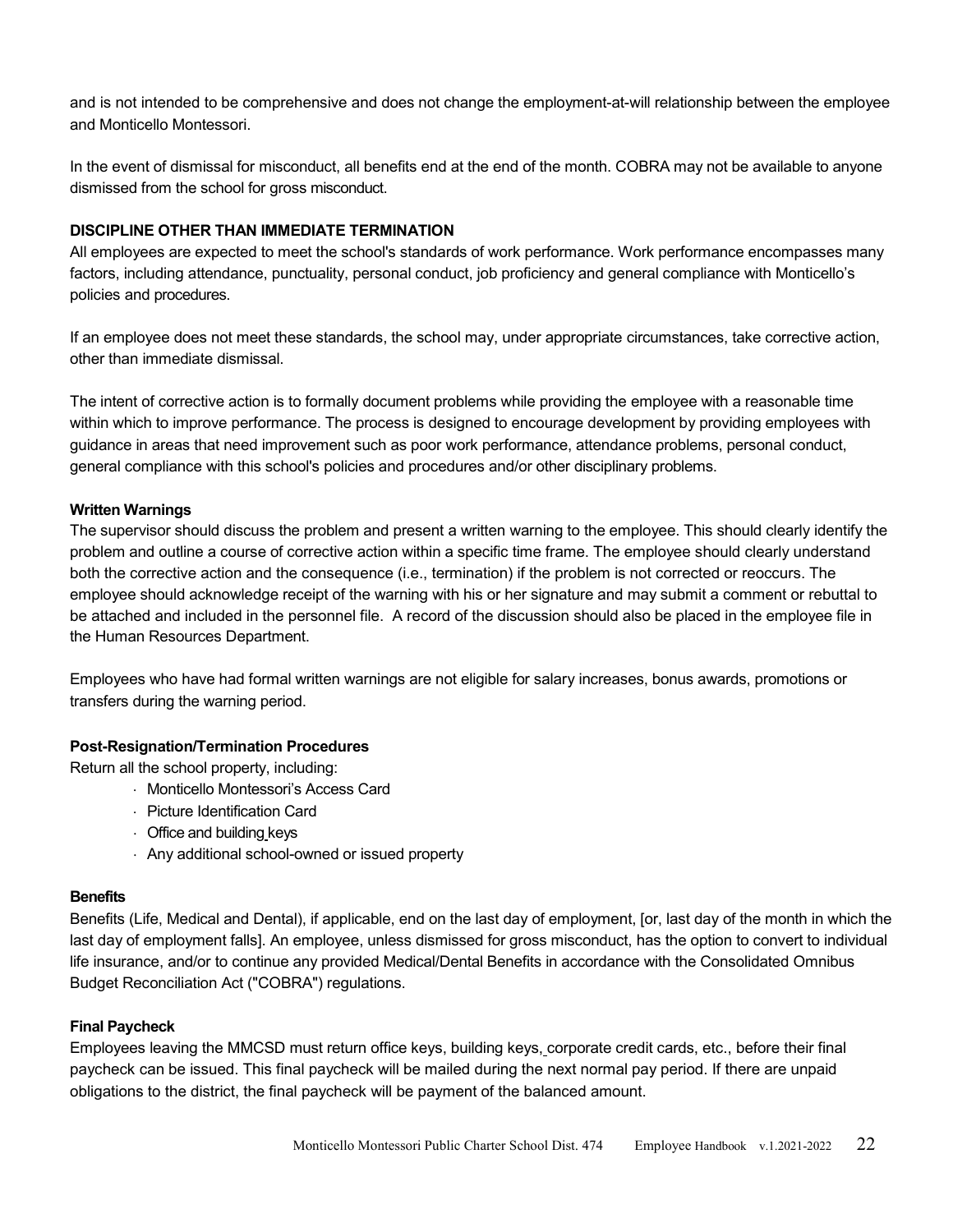and is not intended to be comprehensive and does not change the employment-at-will relationship between the employee and Monticello Montessori.

In the event of dismissal for misconduct, all benefits end at the end of the month. COBRA may not be available to anyone dismissed from the school for gross misconduct.

**DISCIPLINE OTHER THAN IMMEDIATE TERMINATION**

All employees are expected to meet the school's standards of work performance. Work performance encompasses many factors, including attendance, punctuality, personal conduct, job proficiency and general compliance with Monticello's policies and procedures.

If an employee does not meet these standards, the school may, under appropriate circumstances, take corrective action, other than immediate dismissal.

The intent of corrective action is to formally document problems while providing the employee with a reasonable time within which to improve performance. The process is designed to encourage development by providing employees with guidance in areas that need improvement such as poor work performance, attendance problems, personal conduct, general compliance with this school's policies and procedures and/or other disciplinary problems.

**Written Warnings**

The supervisor should discuss the problem and present a written warning to the employee. This should clearly identify the problem and outline a course of corrective action within a specific time frame. The employee should clearly understand both the corrective action and the consequence (i.e., termination) if the problem is not corrected or reoccurs. The employee should acknowledge receipt of the warning with his or her signature and may submit a comment or rebuttal to be attached and included in the personnel file. A record of the discussion should also be placed in the employee file in the Human Resources Department.

Employees who have had formal written warnings are not eligible for salary increases, bonus awards, promotions or transfers during the warning period.

**Post-Resignation/Termination Procedures**

Return all the school property, including:

- Monticello Montessori's Access Card
- Picture Identification Card
- Office and building keys
- Any additional school-owned or issued property

**Benefits**

Benefits (Life, Medical and Dental), if applicable, end on the last day of employment, [or, last day of the month in which the last day of employment falls]. An employee, unless dismissed for gross misconduct, has the option to convert to individual life insurance, and/or to continue any provided Medical/Dental Benefits in accordance with the Consolidated Omnibus Budget Reconciliation Act ("COBRA") regulations.

**Final Paycheck**

Employees leaving the MMCSD must return office keys, building keys, corporate credit cards, etc., before their final paycheck can be issued. This final paycheck will be mailed during the next normal pay period. If there are unpaid obligations to the district, the final paycheck will be payment of the balanced amount.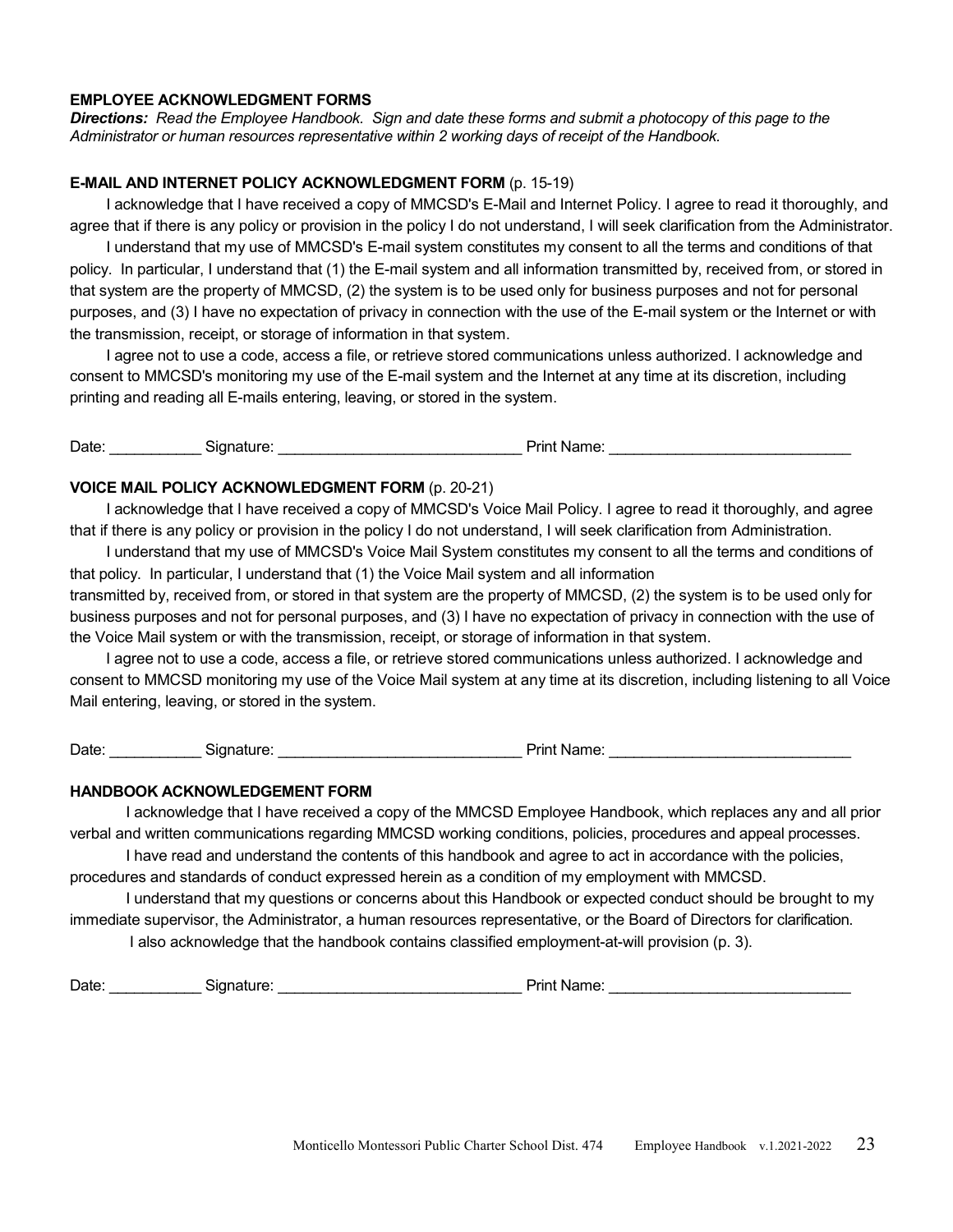**EMPLOYEE ACKNOWLEDGMENT FORMS**

***Directions:*** *Read the Employee Handbook. Sign and date these forms and submit a photocopy of this page to the Administrator or human resources representative within 2 working days of receipt of the Handbook.*

**E-MAIL AND INTERNET POLICY ACKNOWLEDGMENT FORM** (p. 15-19)

I acknowledge that I have received a copy of MMCSD's E-Mail and Internet Policy. I agree to read it thoroughly, and agree that if there is any policy or provision in the policy I do not understand, I will seek clarification from the Administrator.

I understand that my use of MMCSD's E-mail system constitutes my consent to all the terms and conditions of that policy. In particular, I understand that (1) the E-mail system and all information transmitted by, received from, or stored in that system are the property of MMCSD, (2) the system is to be used only for business purposes and not for personal purposes, and (3) I have no expectation of privacy in connection with the use of the E-mail system or the Internet or with the transmission, receipt, or storage of information in that system.

I agree not to use a code, access a file, or retrieve stored communications unless authorized. I acknowledge and consent to MMCSD's monitoring my use of the E-mail system and the Internet at any time at its discretion, including printing and reading all E-mails entering, leaving, or stored in the system.

Date: ___________ Signature: _____________________________ Print Name: _____________________________

**VOICE MAIL POLICY ACKNOWLEDGMENT FORM** (p. 20-21)

I acknowledge that I have received a copy of MMCSD's Voice Mail Policy. I agree to read it thoroughly, and agree that if there is any policy or provision in the policy I do not understand, I will seek clarification from Administration.

I understand that my use of MMCSD's Voice Mail System constitutes my consent to all the terms and conditions of that policy. In particular, I understand that (1) the Voice Mail system and all information transmitted by, received from, or stored in that system are the property of MMCSD, (2) the system is to be used only for business purposes and not for personal purposes, and (3) I have no expectation of privacy in connection with the use of the Voice Mail system or with the transmission, receipt, or storage of information in that system.

I agree not to use a code, access a file, or retrieve stored communications unless authorized. I acknowledge and consent to MMCSD monitoring my use of the Voice Mail system at any time at its discretion, including listening to all Voice Mail entering, leaving, or stored in the system.

Date: ___________ Signature: _____________________________ Print Name: _____________________________

**HANDBOOK ACKNOWLEDGEMENT FORM**

I acknowledge that I have received a copy of the MMCSD Employee Handbook, which replaces any and all prior verbal and written communications regarding MMCSD working conditions, policies, procedures and appeal processes.

I have read and understand the contents of this handbook and agree to act in accordance with the policies, procedures and standards of conduct expressed herein as a condition of my employment with MMCSD.

I understand that my questions or concerns about this Handbook or expected conduct should be brought to my immediate supervisor, the Administrator, a human resources representative, or the Board of Directors for clarification.

I also acknowledge that the handbook contains classified employment-at-will provision (p. 3).

Date: ___________ Signature: _____________________________ Print Name: _____________________________